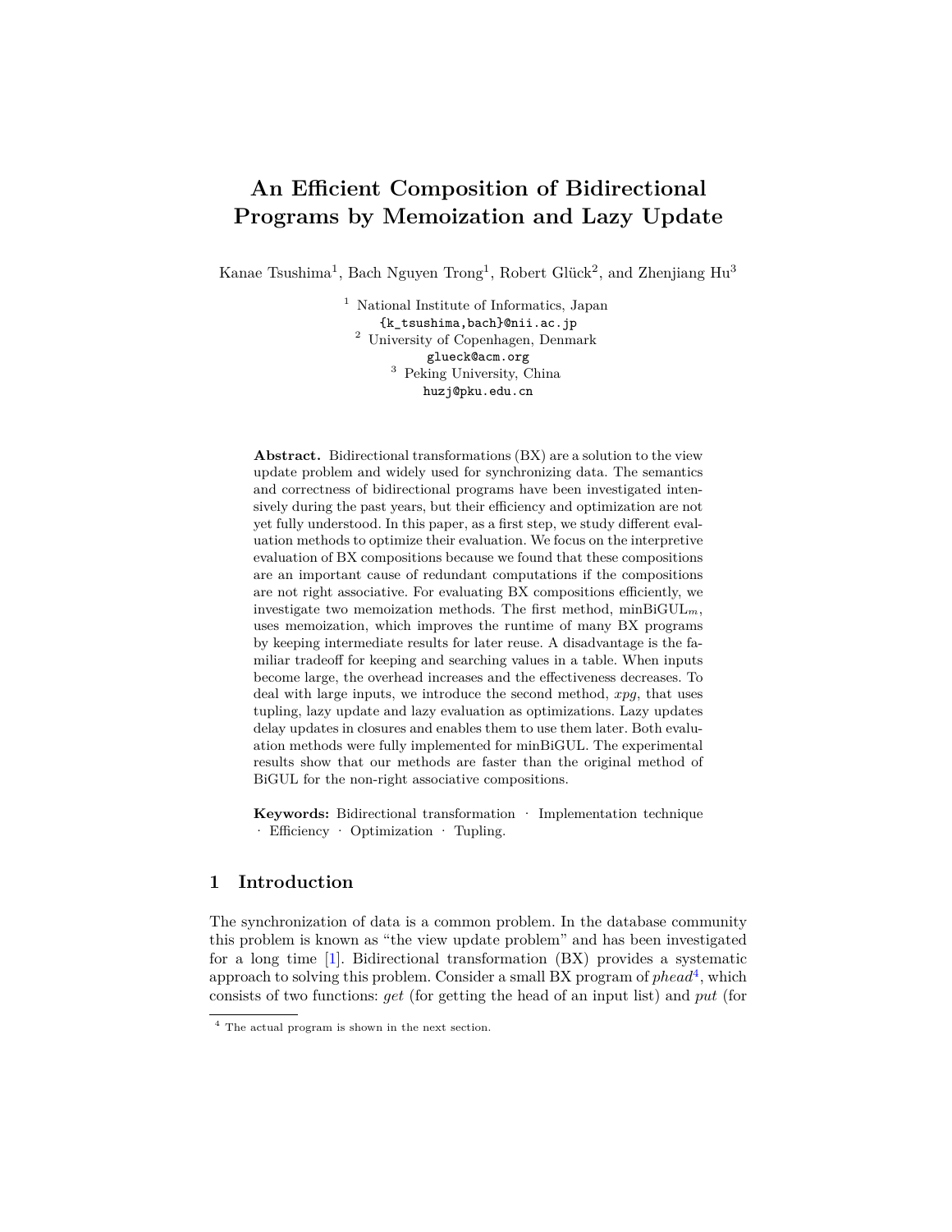# An Efficient Composition of Bidirectional Programs by Memoization and Lazy Update

Kanae Tsushima[1], Bach Nguyen Trong[1], Robert Glück[2], and Zhenjiang Hu[3]

[1] National Institute of Informatics, Japan
{k_tsushima,bach}@nii.ac.jp
[2] University of Copenhagen, Denmark
glueck@acm.org
[3] Peking University, China
huzj@pku.edu.cn

**Abstract.** Bidirectional transformations (BX) are a solution to the view update problem and widely used for synchronizing data. The semantics and correctness of bidirectional programs have been investigated intensively during the past years, but their efficiency and optimization are not yet fully understood. In this paper, as a first step, we study different evaluation methods to optimize their evaluation. We focus on the interpretive evaluation of BX compositions because we found that these compositions are an important cause of redundant computations if the compositions are not right associative. For evaluating BX compositions efficiently, we investigate two memoization methods. The first method, minBiGUL$_m$, uses memoization, which improves the runtime of many BX programs by keeping intermediate results for later reuse. A disadvantage is the familiar tradeoff for keeping and searching values in a table. When inputs become large, the overhead increases and the effectiveness decreases. To deal with large inputs, we introduce the second method, *xpg*, that uses tupling, lazy update and lazy evaluation as optimizations. Lazy updates delay updates in closures and enables them to use them later. Both evaluation methods were fully implemented for minBiGUL. The experimental results show that our methods are faster than the original method of BiGUL for the non-right associative compositions.

**Keywords:** Bidirectional transformation · Implementation technique · Efficiency · Optimization · Tupling.

## 1 Introduction

The synchronization of data is a common problem. In the database community this problem is known as "the view update problem" and has been investigated for a long time [1]. Bidirectional transformation (BX) provides a systematic approach to solving this problem. Consider a small BX program of *phead*[4], which consists of two functions: *get* (for getting the head of an input list) and *put* (for

[4] The actual program is shown in the next section.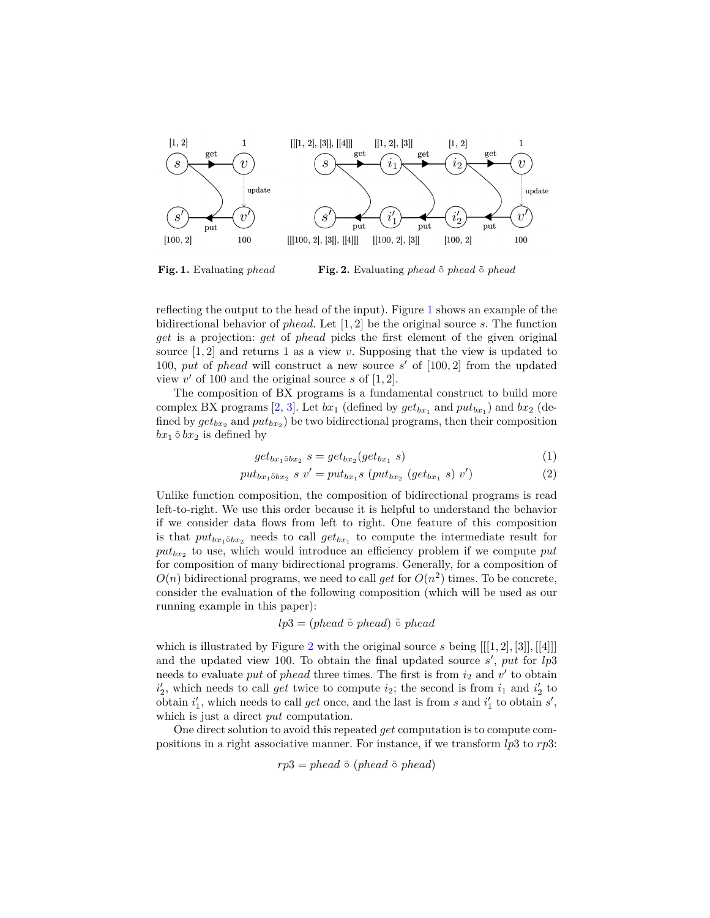**Fig. 1.** Evaluating *phead*

**Fig. 2.** Evaluating *phead* $\tilde{\circ}$ *phead* $\tilde{\circ}$ *phead*

reflecting the output to the head of the input). Figure 1 shows an example of the bidirectional behavior of *phead*. Let $[1, 2]$ be the original source $s$. The function *get* is a projection: *get* of *phead* picks the first element of the given original source $[1, 2]$ and returns 1 as a view $v$. Supposing that the view is updated to 100, *put* of *phead* will construct a new source $s'$ of $[100, 2]$ from the updated view $v'$ of 100 and the original source $s$ of $[1, 2]$.

The composition of BX programs is a fundamental construct to build more complex BX programs [2, 3]. Let $bx_1$ (defined by $get_{bx_1}$ and $put_{bx_1}$) and $bx_2$ (defined by $get_{bx_2}$ and $put_{bx_2}$) be two bidirectional programs, then their composition $bx_1 \,\tilde{\circ}\, bx_2$ is defined by

$$get_{bx_1 \tilde{\circ} bx_2}\ s = get_{bx_2}(get_{bx_1}\ s) \tag{1}$$

$$put_{bx_1 \tilde{\circ} bx_2}\ s\ v' = put_{bx_1} s\ (put_{bx_2}\ (get_{bx_1}\ s)\ v') \tag{2}$$

Unlike function composition, the composition of bidirectional programs is read left-to-right. We use this order because it is helpful to understand the behavior if we consider data flows from left to right. One feature of this composition is that $put_{bx_1 \tilde{\circ} bx_2}$ needs to call $get_{bx_1}$ to compute the intermediate result for $put_{bx_2}$ to use, which would introduce an efficiency problem if we compute *put* for composition of many bidirectional programs. Generally, for a composition of $O(n)$ bidirectional programs, we need to call *get* for $O(n^2)$ times. To be concrete, consider the evaluation of the following composition (which will be used as our running example in this paper):

$$lp3 = (phead\ \tilde{\circ}\ phead)\ \tilde{\circ}\ phead$$

which is illustrated by Figure 2 with the original source $s$ being $[[[1, 2], [3]], [[4]]]$ and the updated view 100. To obtain the final updated source $s'$, *put* for $lp3$ needs to evaluate *put* of *phead* three times. The first is from $i_2$ and $v'$ to obtain $i'_2$, which needs to call *get* twice to compute $i_2$; the second is from $i_1$ and $i'_2$ to obtain $i'_1$, which needs to call *get* once, and the last is from $s$ and $i'_1$ to obtain $s'$, which is just a direct *put* computation.

One direct solution to avoid this repeated *get* computation is to compute compositions in a right associative manner. For instance, if we transform $lp3$ to $rp3$:

$$rp3 = phead\ \tilde{\circ}\ (phead\ \tilde{\circ}\ phead)$$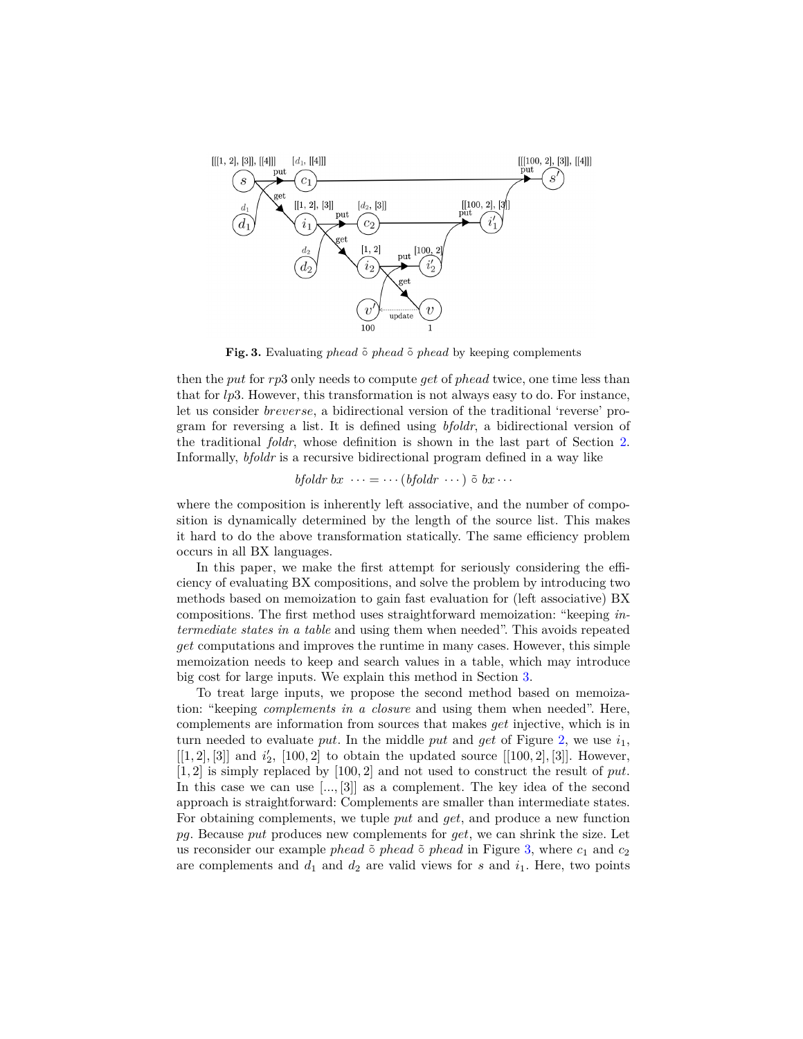**Fig. 3.** Evaluating *phead* $\tilde{\circ}$ *phead* $\tilde{\circ}$ *phead* by keeping complements

then the *put* for *rp*3 only needs to compute *get* of *phead* twice, one time less than that for *lp*3. However, this transformation is not always easy to do. For instance, let us consider *breverse*, a bidirectional version of the traditional 'reverse' program for reversing a list. It is defined using *bfoldr*, a bidirectional version of the traditional *foldr*, whose definition is shown in the last part of Section 2. Informally, *bfoldr* is a recursive bidirectional program defined in a way like

$$bfoldr\ bx\ \cdots = \cdots (bfoldr\ \cdots)\ \tilde{\circ}\ bx \cdots$$

where the composition is inherently left associative, and the number of composition is dynamically determined by the length of the source list. This makes it hard to do the above transformation statically. The same efficiency problem occurs in all BX languages.

In this paper, we make the first attempt for seriously considering the efficiency of evaluating BX compositions, and solve the problem by introducing two methods based on memoization to gain fast evaluation for (left associative) BX compositions. The first method uses straightforward memoization: "keeping *intermediate states in a table* and using them when needed". This avoids repeated *get* computations and improves the runtime in many cases. However, this simple memoization needs to keep and search values in a table, which may introduce big cost for large inputs. We explain this method in Section 3.

To treat large inputs, we propose the second method based on memoization: "keeping *complements in a closure* and using them when needed". Here, complements are information from sources that makes *get* injective, which is in turn needed to evaluate *put*. In the middle *put* and *get* of Figure 2, we use $i_1$, $[[1, 2], [3]]$ and $i'_2$, $[100, 2]$ to obtain the updated source $[[100, 2], [3]]$. However, $[1, 2]$ is simply replaced by $[100, 2]$ and not used to construct the result of *put*. In this case we can use $[..., [3]]$ as a complement. The key idea of the second approach is straightforward: Complements are smaller than intermediate states. For obtaining complements, we tuple *put* and *get*, and produce a new function *pg*. Because *put* produces new complements for *get*, we can shrink the size. Let us reconsider our example *phead* $\tilde{\circ}$ *phead* $\tilde{\circ}$ *phead* in Figure 3, where $c_1$ and $c_2$ are complements and $d_1$ and $d_2$ are valid views for $s$ and $i_1$. Here, two points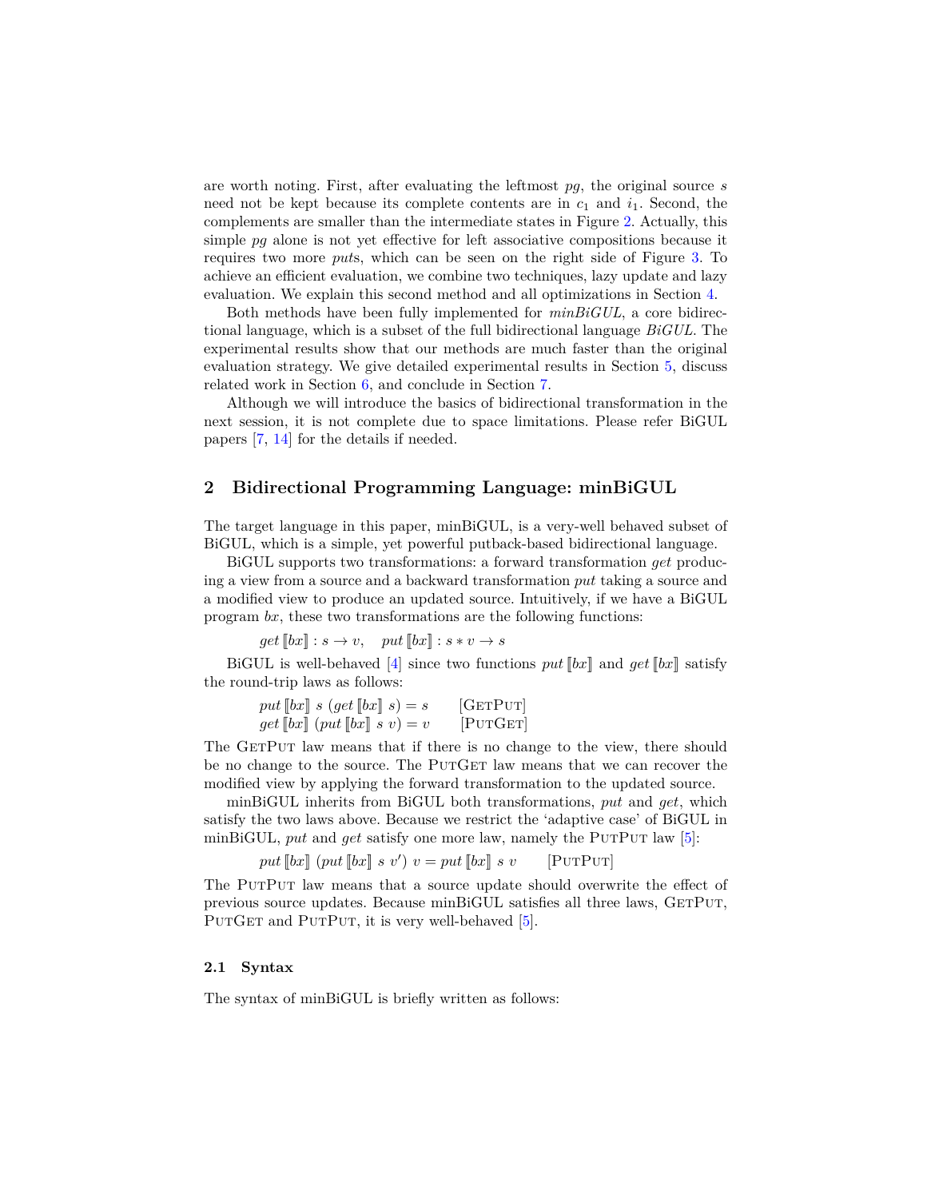are worth noting. First, after evaluating the leftmost *pg*, the original source $s$ need not be kept because its complete contents are in $c_1$ and $i_1$. Second, the complements are smaller than the intermediate states in Figure 2. Actually, this simple *pg* alone is not yet effective for left associative compositions because it requires two more *put*s, which can be seen on the right side of Figure 3. To achieve an efficient evaluation, we combine two techniques, lazy update and lazy evaluation. We explain this second method and all optimizations in Section 4.

Both methods have been fully implemented for *minBiGUL*, a core bidirectional language, which is a subset of the full bidirectional language *BiGUL*. The experimental results show that our methods are much faster than the original evaluation strategy. We give detailed experimental results in Section 5, discuss related work in Section 6, and conclude in Section 7.

Although we will introduce the basics of bidirectional transformation in the next session, it is not complete due to space limitations. Please refer BiGUL papers [7, 14] for the details if needed.

## 2 Bidirectional Programming Language: minBiGUL

The target language in this paper, minBiGUL, is a very-well behaved subset of BiGUL, which is a simple, yet powerful putback-based bidirectional language.

BiGUL supports two transformations: a forward transformation *get* producing a view from a source and a backward transformation *put* taking a source and a modified view to produce an updated source. Intuitively, if we have a BiGUL program *bx*, these two transformations are the following functions:

$$get\,[\![bx]\!] : s \to v, \quad put\,[\![bx]\!] : s * v \to s$$

BiGUL is well-behaved [4] since two functions $put\,[\![bx]\!]$ and $get\,[\![bx]\!]$ satisfy the round-trip laws as follows:

$$put\,[\![bx]\!]\ s\ (get\,[\![bx]\!]\ s) = s \qquad [\textsc{GetPut}]$$
$$get\,[\![bx]\!]\ (put\,[\![bx]\!]\ s\ v) = v \qquad [\textsc{PutGet}]$$

The GetPut law means that if there is no change to the view, there should be no change to the source. The PutGet law means that we can recover the modified view by applying the forward transformation to the updated source.

minBiGUL inherits from BiGUL both transformations, *put* and *get*, which satisfy the two laws above. Because we restrict the 'adaptive case' of BiGUL in minBiGUL, *put* and *get* satisfy one more law, namely the PutPut law [5]:

$$put\,[\![bx]\!]\ (put\,[\![bx]\!]\ s\ v')\ v = put\,[\![bx]\!]\ s\ v \qquad [\textsc{PutPut}]$$

The PutPut law means that a source update should overwrite the effect of previous source updates. Because minBiGUL satisfies all three laws, GetPut, PutGet and PutPut, it is very well-behaved [5].

### 2.1 Syntax

The syntax of minBiGUL is briefly written as follows: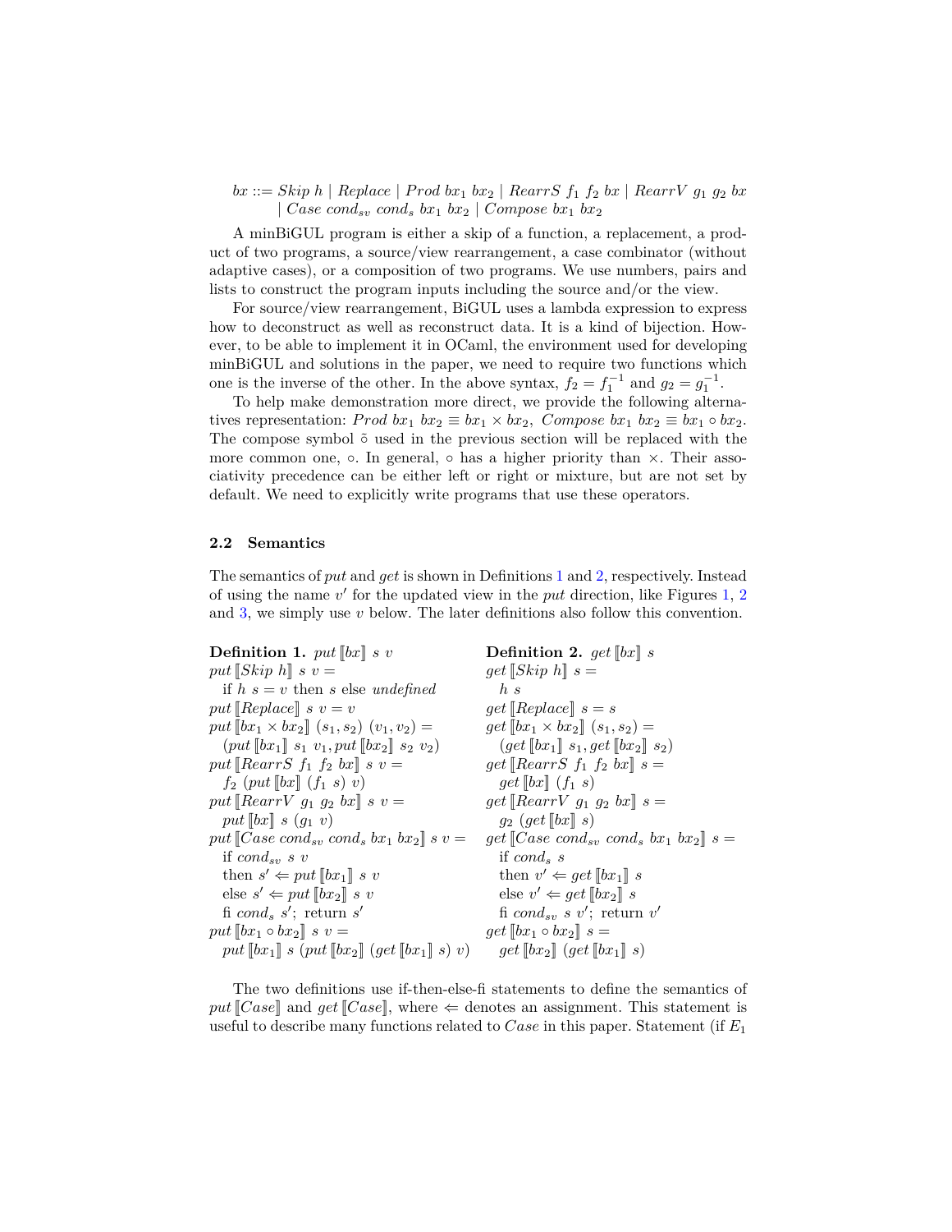$$bx ::= Skip\ h \mid Replace \mid Prod\ bx_1\ bx_2 \mid RearrS\ f_1\ f_2\ bx \mid RearrV\ g_1\ g_2\ bx$$
$$\mid Case\ cond_{sv}\ cond_s\ bx_1\ bx_2 \mid Compose\ bx_1\ bx_2$$

A minBiGUL program is either a skip of a function, a replacement, a product of two programs, a source/view rearrangement, a case combinator (without adaptive cases), or a composition of two programs. We use numbers, pairs and lists to construct the program inputs including the source and/or the view.

For source/view rearrangement, BiGUL uses a lambda expression to express how to deconstruct as well as reconstruct data. It is a kind of bijection. However, to be able to implement it in OCaml, the environment used for developing minBiGUL and solutions in the paper, we need to require two functions which one is the inverse of the other. In the above syntax, $f_2 = f_1^{-1}$ and $g_2 = g_1^{-1}$.

To help make demonstration more direct, we provide the following alternatives representation: $Prod\ bx_1\ bx_2 \equiv bx_1 \times bx_2$, $Compose\ bx_1\ bx_2 \equiv bx_1 \circ bx_2$. The compose symbol $\tilde{\circ}$ used in the previous section will be replaced with the more common one, $\circ$. In general, $\circ$ has a higher priority than $\times$. Their associativity precedence can be either left or right or mixture, but are not set by default. We need to explicitly write programs that use these operators.

### 2.2 Semantics

The semantics of *put* and *get* is shown in Definitions 1 and 2, respectively. Instead of using the name $v'$ for the updated view in the *put* direction, like Figures 1, 2 and 3, we simply use $v$ below. The later definitions also follow this convention.

**Definition 1.** $put\ [\![bx]\!]\ s\ v$

$put\ [\![Skip\ h]\!]\ s\ v =$
  if $h\ s = v$ then $s$ else *undefined*
$put\ [\![Replace]\!]\ s\ v = v$
$put\ [\![bx_1 \times bx_2]\!]\ (s_1, s_2)\ (v_1, v_2) =$
  $(put\ [\![bx_1]\!]\ s_1\ v_1, put\ [\![bx_2]\!]\ s_2\ v_2)$
$put\ [\![RearrS\ f_1\ f_2\ bx]\!]\ s\ v =$
  $f_2\ (put\ [\![bx]\!]\ (f_1\ s)\ v)$
$put\ [\![RearrV\ g_1\ g_2\ bx]\!]\ s\ v =$
  $put\ [\![bx]\!]\ s\ (g_1\ v)$
$put\ [\![Case\ cond_{sv}\ cond_s\ bx_1\ bx_2]\!]\ s\ v =$
  if $cond_{sv}\ s\ v$
  then $s' \Leftarrow put\ [\![bx_1]\!]\ s\ v$
  else $s' \Leftarrow put\ [\![bx_2]\!]\ s\ v$
  fi $cond_s\ s'$; return $s'$
$put\ [\![bx_1 \circ bx_2]\!]\ s\ v =$
  $put\ [\![bx_1]\!]\ s\ (put\ [\![bx_2]\!]\ (get\ [\![bx_1]\!]\ s)\ v)$

**Definition 2.** $get\ [\![bx]\!]\ s$

$get\ [\![Skip\ h]\!]\ s =$
  $h\ s$
$get\ [\![Replace]\!]\ s = s$
$get\ [\![bx_1 \times bx_2]\!]\ (s_1, s_2) =$
  $(get\ [\![bx_1]\!]\ s_1, get\ [\![bx_2]\!]\ s_2)$
$get\ [\![RearrS\ f_1\ f_2\ bx]\!]\ s =$
  $get\ [\![bx]\!]\ (f_1\ s)$
$get\ [\![RearrV\ g_1\ g_2\ bx]\!]\ s =$
  $g_2\ (get\ [\![bx]\!]\ s)$
$get\ [\![Case\ cond_{sv}\ cond_s\ bx_1\ bx_2]\!]\ s =$
  if $cond_s\ s$
  then $v' \Leftarrow get\ [\![bx_1]\!]\ s$
  else $v' \Leftarrow get\ [\![bx_2]\!]\ s$
  fi $cond_{sv}\ s\ v'$; return $v'$
$get\ [\![bx_1 \circ bx_2]\!]\ s =$
  $get\ [\![bx_2]\!]\ (get\ [\![bx_1]\!]\ s)$

The two definitions use if-then-else-fi statements to define the semantics of $put\ [\![Case]\!]$ and $get\ [\![Case]\!]$, where $\Leftarrow$ denotes an assignment. This statement is useful to describe many functions related to *Case* in this paper. Statement (if $E_1$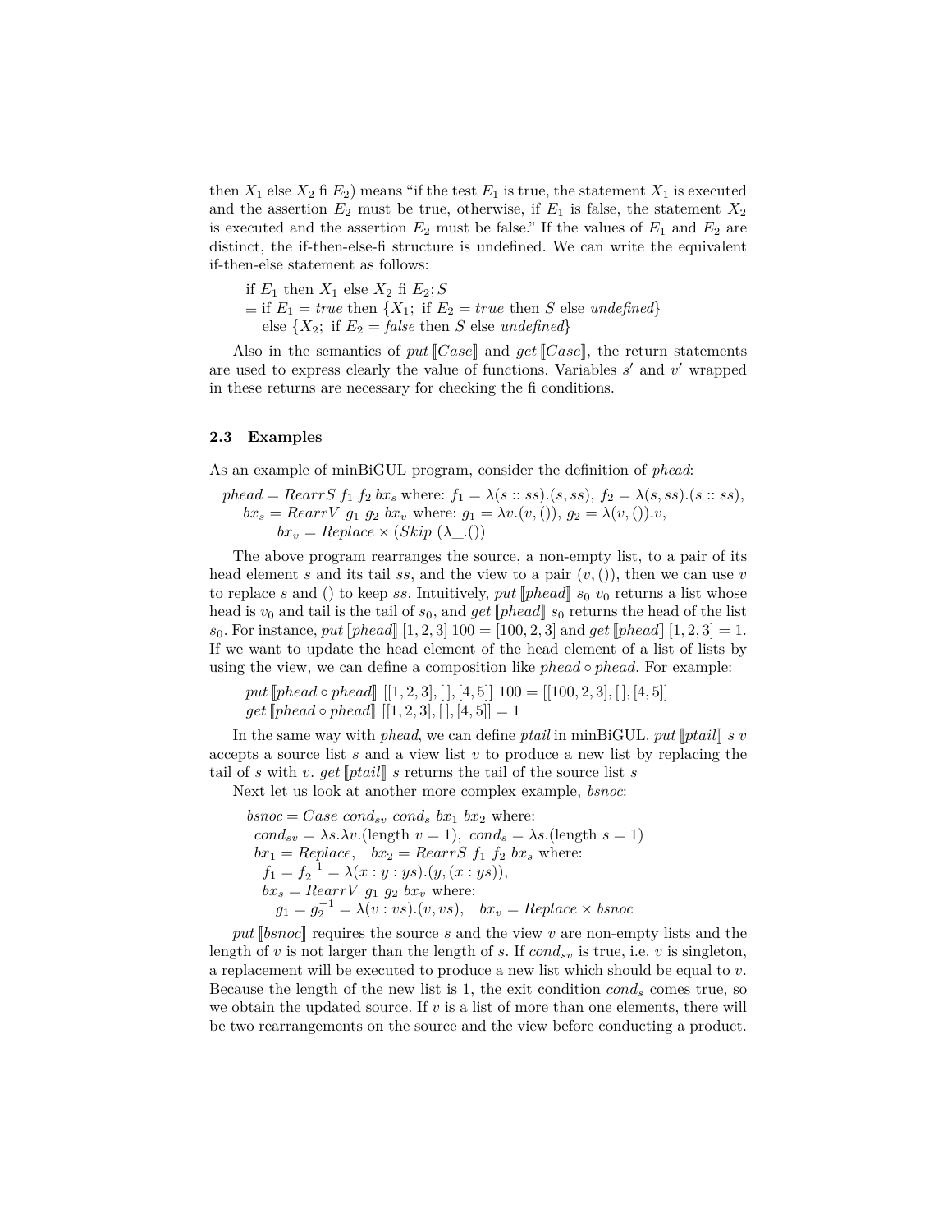then $X_1$ else $X_2$ fi $E_2$) means "if the test $E_1$ is true, the statement $X_1$ is executed and the assertion $E_2$ must be true, otherwise, if $E_1$ is false, the statement $X_2$ is executed and the assertion $E_2$ must be false." If the values of $E_1$ and $E_2$ are distinct, the if-then-else-fi structure is undefined. We can write the equivalent if-then-else statement as follows:

$$\begin{aligned}
&\text{if } E_1 \text{ then } X_1 \text{ else } X_2 \text{ fi } E_2; S \\
&\equiv \text{if } E_1 = \mathit{true} \text{ then } \{X_1;\ \text{if } E_2 = \mathit{true} \text{ then } S \text{ else } \mathit{undefined}\} \\
&\quad \text{else } \{X_2;\ \text{if } E_2 = \mathit{false} \text{ then } S \text{ else } \mathit{undefined}\}
\end{aligned}$$

Also in the semantics of $put\,[\![Case]\!]$ and $get\,[\![Case]\!]$, the return statements are used to express clearly the value of functions. Variables $s'$ and $v'$ wrapped in these returns are necessary for checking the fi conditions.

### 2.3 Examples

As an example of minBiGUL program, consider the definition of *phead*:

$$\begin{aligned}
&phead = RearrS\ f_1\ f_2\ bx_s \text{ where: } f_1 = \lambda(s :: ss).(s, ss),\ f_2 = \lambda(s, ss).(s :: ss), \\
&\quad bx_s = RearrV\ g_1\ g_2\ bx_v \text{ where: } g_1 = \lambda v.(v, ()),\ g_2 = \lambda(v, ()).v, \\
&\qquad bx_v = Replace \times (Skip\ (\lambda\_.()))
\end{aligned}$$

The above program rearranges the source, a non-empty list, to a pair of its head element $s$ and its tail $ss$, and the view to a pair $(v, ())$, then we can use $v$ to replace $s$ and $()$ to keep $ss$. Intuitively, $put\,[\![phead]\!]\ s_0\ v_0$ returns a list whose head is $v_0$ and tail is the tail of $s_0$, and $get\,[\![phead]\!]\ s_0$ returns the head of the list $s_0$. For instance, $put\,[\![phead]\!]\ [1, 2, 3]\ 100 = [100, 2, 3]$ and $get\,[\![phead]\!]\ [1, 2, 3] = 1$. If we want to update the head element of the head element of a list of lists by using the view, we can define a composition like $phead \circ phead$. For example:

$$\begin{aligned}
&put\,[\![phead \circ phead]\!]\ [[1, 2, 3], [\,], [4, 5]]\ 100 = [[100, 2, 3], [\,], [4, 5]] \\
&get\,[\![phead \circ phead]\!]\ [[1, 2, 3], [\,], [4, 5]] = 1
\end{aligned}$$

In the same way with *phead*, we can define *ptail* in minBiGUL. $put\,[\![ptail]\!]\ s\ v$ accepts a source list $s$ and a view list $v$ to produce a new list by replacing the tail of $s$ with $v$. $get\,[\![ptail]\!]\ s$ returns the tail of the source list $s$

Next let us look at another more complex example, *bsnoc*:

$$\begin{aligned}
&bsnoc = Case\ cond_{sv}\ cond_s\ bx_1\ bx_2 \text{ where:} \\
&\quad cond_{sv} = \lambda s.\lambda v.(\text{length } v = 1),\ cond_s = \lambda s.(\text{length } s = 1) \\
&\quad bx_1 = Replace, \quad bx_2 = RearrS\ f_1\ f_2\ bx_s \text{ where:} \\
&\quad\ f_1 = f_2^{-1} = \lambda(x : y : ys).(y, (x : ys)), \\
&\quad\ bx_s = RearrV\ g_1\ g_2\ bx_v \text{ where:} \\
&\qquad g_1 = g_2^{-1} = \lambda(v : vs).(v, vs), \quad bx_v = Replace \times bsnoc
\end{aligned}$$

$put\,[\![bsnoc]\!]$ requires the source $s$ and the view $v$ are non-empty lists and the length of $v$ is not larger than the length of $s$. If $cond_{sv}$ is true, i.e. $v$ is singleton, a replacement will be executed to produce a new list which should be equal to $v$. Because the length of the new list is 1, the exit condition $cond_s$ comes true, so we obtain the updated source. If $v$ is a list of more than one elements, there will be two rearrangements on the source and the view before conducting a product.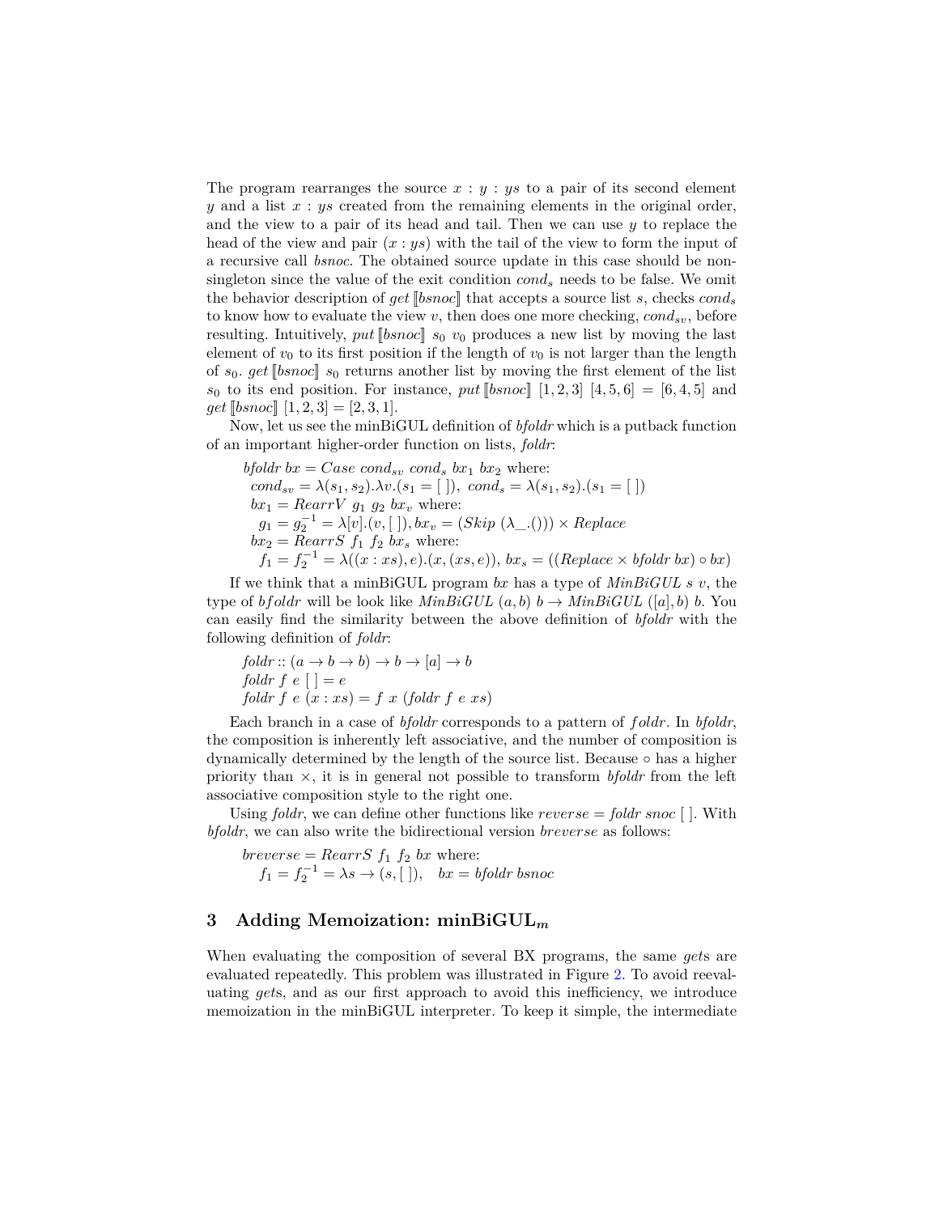The program rearranges the source $x : y : ys$ to a pair of its second element $y$ and a list $x : ys$ created from the remaining elements in the original order, and the view to a pair of its head and tail. Then we can use $y$ to replace the head of the view and pair $(x : ys)$ with the tail of the view to form the input of a recursive call *bsnoc*. The obtained source update in this case should be non-singleton since the value of the exit condition $cond_s$ needs to be false. We omit the behavior description of $get\,[\![bsnoc]\!]$ that accepts a source list $s$, checks $cond_s$ to know how to evaluate the view $v$, then does one more checking, $cond_{sv}$, before resulting. Intuitively, $put\,[\![bsnoc]\!]\ s_0\ v_0$ produces a new list by moving the last element of $v_0$ to its first position if the length of $v_0$ is not larger than the length of $s_0$. $get\,[\![bsnoc]\!]\ s_0$ returns another list by moving the first element of the list $s_0$ to its end position. For instance, $put\,[\![bsnoc]\!]\ [1,2,3]\ [4,5,6] = [6,4,5]$ and $get\,[\![bsnoc]\!]\ [1,2,3] = [2,3,1]$.

Now, let us see the minBiGUL definition of *bfoldr* which is a putback function of an important higher-order function on lists, *foldr*:

$$
\begin{aligned}
&bfoldr\ bx = Case\ cond_{sv}\ cond_s\ bx_1\ bx_2 \text{ where:}\\
&\quad cond_{sv} = \lambda(s_1,s_2).\lambda v.(s_1 = [\,]),\ \ cond_s = \lambda(s_1,s_2).(s_1 = [\,])\\
&\quad bx_1 = RearrV\ g_1\ g_2\ bx_v \text{ where:}\\
&\quad\quad g_1 = g_2^{-1} = \lambda[v].(v,[\,]), bx_v = (Skip\ (\lambda\_.()))\times Replace\\
&\quad bx_2 = RearrS\ f_1\ f_2\ bx_s \text{ where:}\\
&\quad\quad f_1 = f_2^{-1} = \lambda((x:xs),e).(x,(xs,e)),\ bx_s = ((Replace \times bfoldr\ bx)\circ bx)
\end{aligned}
$$

If we think that a minBiGUL program $bx$ has a type of $MinBiGUL\ s\ v$, the type of $bfoldr$ will be look like $MinBiGUL\ (a,b)\ b \to MinBiGUL\ ([a],b)\ b$. You can easily find the similarity between the above definition of *bfoldr* with the following definition of *foldr*:

$$
\begin{aligned}
&foldr :: (a \to b \to b) \to b \to [a] \to b\\
&foldr\ f\ e\ [\,] = e\\
&foldr\ f\ e\ (x:xs) = f\ x\ (foldr\ f\ e\ xs)
\end{aligned}
$$

Each branch in a case of *bfoldr* corresponds to a pattern of $foldr$. In *bfoldr*, the composition is inherently left associative, and the number of composition is dynamically determined by the length of the source list. Because $\circ$ has a higher priority than $\times$, it is in general not possible to transform *bfoldr* from the left associative composition style to the right one.

Using *foldr*, we can define other functions like $reverse = foldr\ snoc\ [\,]$. With *bfoldr*, we can also write the bidirectional version $breverse$ as follows:

$$
\begin{aligned}
&breverse = RearrS\ f_1\ f_2\ bx \text{ where:}\\
&\quad f_1 = f_2^{-1} = \lambda s \to (s,[\,]),\quad bx = bfoldr\ bsnoc
\end{aligned}
$$

## 3 Adding Memoization: minBiGUL$_m$

When evaluating the composition of several BX programs, the same *get*s are evaluated repeatedly. This problem was illustrated in Figure 2. To avoid reevaluating *get*s, and as our first approach to avoid this inefficiency, we introduce memoization in the minBiGUL interpreter. To keep it simple, the intermediate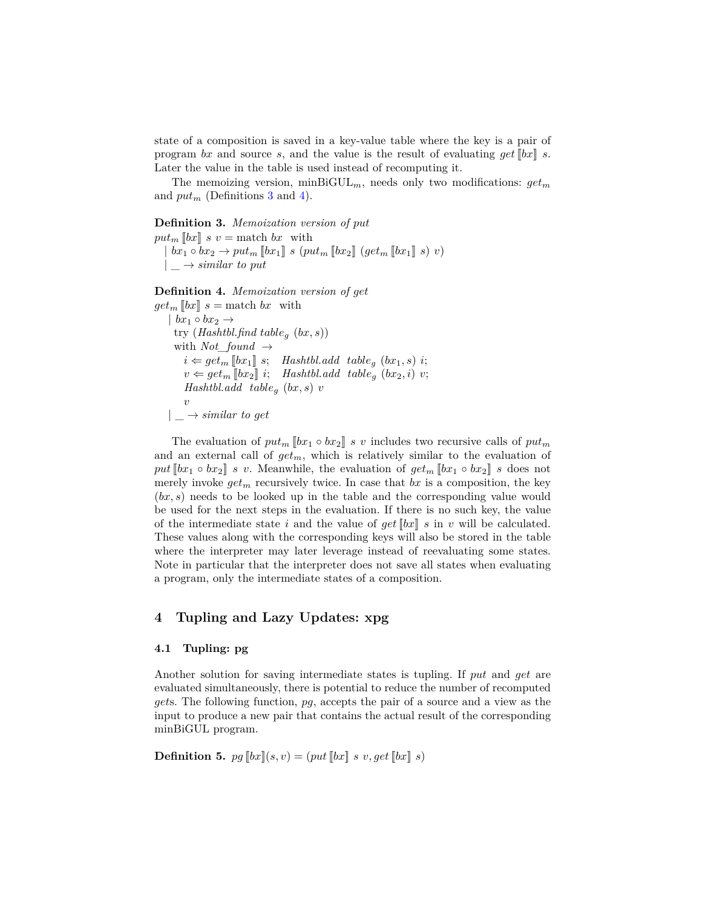state of a composition is saved in a key-value table where the key is a pair of program $bx$ and source $s$, and the value is the result of evaluating $get\,[\![bx]\!]\ s$. Later the value in the table is used instead of recomputing it.

The memoizing version, minBiGUL$_m$, needs only two modifications: $get_m$ and $put_m$ (Definitions 3 and 4).

**Definition 3.** *Memoization version of put*
$put_m\,[\![bx]\!]\ s\ v =$ match $bx$ with
  | $bx_1 \circ bx_2 \rightarrow put_m\,[\![bx_1]\!]\ s\ (put_m\,[\![bx_2]\!]\ (get_m\,[\![bx_1]\!]\ s)\ v)$
  | _ $\rightarrow$ *similar to put*

**Definition 4.** *Memoization version of get*
$get_m\,[\![bx]\!]\ s =$ match $bx$ with
  | $bx_1 \circ bx_2 \rightarrow$
    try (*Hashtbl.find* $table_g$ $(bx, s)$)
    with *Not_found* $\rightarrow$
      $i \Leftarrow get_m\,[\![bx_1]\!]\ s$;  *Hashtbl.add* $table_g$ $(bx_1, s)$ $i$;
      $v \Leftarrow get_m\,[\![bx_2]\!]\ i$;  *Hashtbl.add* $table_g$ $(bx_2, i)$ $v$;
      *Hashtbl.add* $table_g$ $(bx, s)$ $v$
      $v$
  | _ $\rightarrow$ *similar to get*

The evaluation of $put_m\,[\![bx_1 \circ bx_2]\!]\ s\ v$ includes two recursive calls of $put_m$ and an external call of $get_m$, which is relatively similar to the evaluation of $put\,[\![bx_1 \circ bx_2]\!]\ s\ v$. Meanwhile, the evaluation of $get_m\,[\![bx_1 \circ bx_2]\!]\ s$ does not merely invoke $get_m$ recursively twice. In case that $bx$ is a composition, the key $(bx, s)$ needs to be looked up in the table and the corresponding value would be used for the next steps in the evaluation. If there is no such key, the value of the intermediate state $i$ and the value of $get\,[\![bx]\!]\ s$ in $v$ will be calculated. These values along with the corresponding keys will also be stored in the table where the interpreter may later leverage instead of reevaluating some states. Note in particular that the interpreter does not save all states when evaluating a program, only the intermediate states of a composition.

## 4 Tupling and Lazy Updates: xpg

### 4.1 Tupling: pg

Another solution for saving intermediate states is tupling. If *put* and *get* are evaluated simultaneously, there is potential to reduce the number of recomputed *get*s. The following function, *pg*, accepts the pair of a source and a view as the input to produce a new pair that contains the actual result of the corresponding minBiGUL program.

**Definition 5.** $pg\,[\![bx]\!](s, v) = (put\,[\![bx]\!]\ s\ v, get\,[\![bx]\!]\ s)$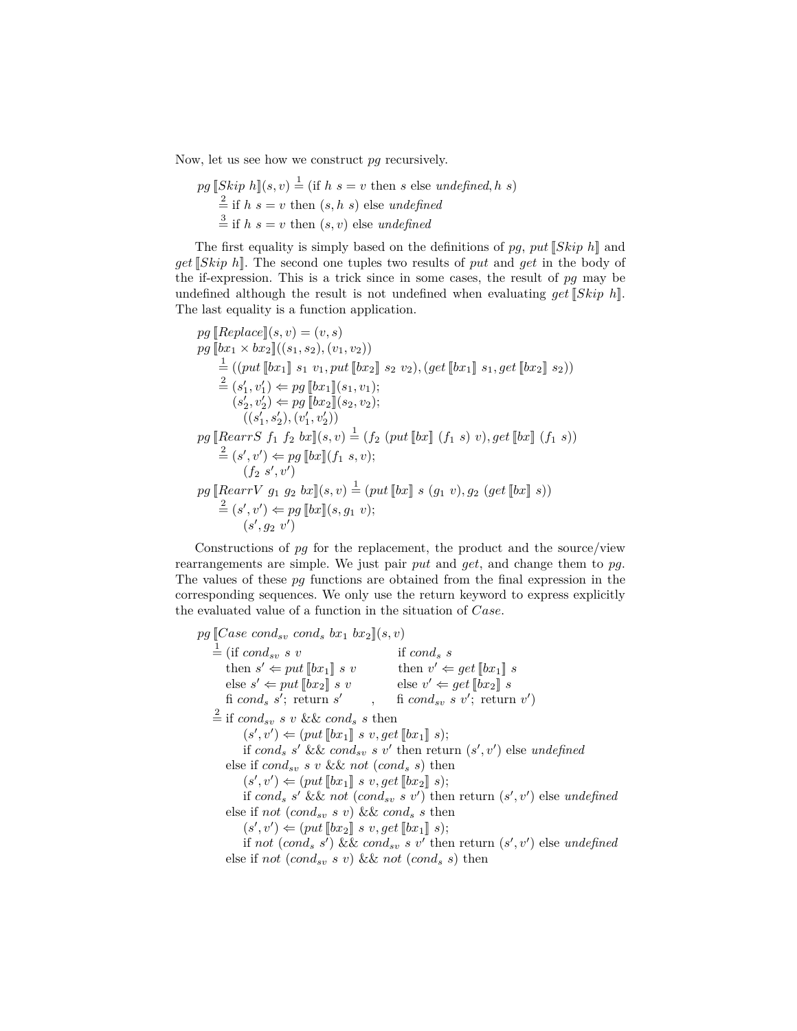Now, let us see how we construct $pg$ recursively.

$$
\begin{aligned}
&pg\,[\![Skip\ h]\!](s,v) \overset{1}{=} (\text{if } h\ s = v \text{ then } s \text{ else } \mathit{undefined}, h\ s)\\
&\quad \overset{2}{=} \text{if } h\ s = v \text{ then } (s, h\ s) \text{ else } \mathit{undefined}\\
&\quad \overset{3}{=} \text{if } h\ s = v \text{ then } (s, v) \text{ else } \mathit{undefined}
\end{aligned}
$$

The first equality is simply based on the definitions of $pg$, $put\,[\![Skip\ h]\!]$ and $get\,[\![Skip\ h]\!]$. The second one tuples two results of $put$ and $get$ in the body of the if-expression. This is a trick since in some cases, the result of $pg$ may be undefined although the result is not undefined when evaluating $get\,[\![Skip\ h]\!]$. The last equality is a function application.

$$
\begin{aligned}
&pg\,[\![Replace]\!](s,v) = (v,s)\\
&pg\,[\![bx_1 \times bx_2]\!]((s_1,s_2),(v_1,v_2))\\
&\quad \overset{1}{=} ((put\,[\![bx_1]\!]\ s_1\ v_1, put\,[\![bx_2]\!]\ s_2\ v_2), (get\,[\![bx_1]\!]\ s_1, get\,[\![bx_2]\!]\ s_2))\\
&\quad \overset{2}{=} (s_1', v_1') \Leftarrow pg\,[\![bx_1]\!](s_1, v_1);\\
&\qquad (s_2', v_2') \Leftarrow pg\,[\![bx_2]\!](s_2, v_2);\\
&\qquad ((s_1', s_2'), (v_1', v_2'))\\
&pg\,[\![RearrS\ f_1\ f_2\ bx]\!](s,v) \overset{1}{=} (f_2\ (put\,[\![bx]\!]\ (f_1\ s)\ v), get\,[\![bx]\!]\ (f_1\ s))\\
&\quad \overset{2}{=} (s', v') \Leftarrow pg\,[\![bx]\!](f_1\ s, v);\\
&\qquad (f_2\ s', v')\\
&pg\,[\![RearrV\ g_1\ g_2\ bx]\!](s,v) \overset{1}{=} (put\,[\![bx]\!]\ s\ (g_1\ v), g_2\ (get\,[\![bx]\!]\ s))\\
&\quad \overset{2}{=} (s', v') \Leftarrow pg\,[\![bx]\!](s, g_1\ v);\\
&\qquad (s', g_2\ v')
\end{aligned}
$$

Constructions of $pg$ for the replacement, the product and the source/view rearrangements are simple. We just pair $put$ and $get$, and change them to $pg$. The values of these $pg$ functions are obtained from the final expression in the corresponding sequences. We only use the return keyword to express explicitly the evaluated value of a function in the situation of $Case$.

$$
\begin{aligned}
&pg\,[\![Case\ cond_{sv}\ cond_s\ bx_1\ bx_2]\!](s,v)\\
&\quad \overset{1}{=} (\begin{array}{l}\text{if } cond_{sv}\ s\ v\\ \text{then } s' \Leftarrow put\,[\![bx_1]\!]\ s\ v\\ \text{else } s' \Leftarrow put\,[\![bx_2]\!]\ s\ v\\ \text{fi } cond_s\ s';\ \text{return } s'\end{array}\ ,\ \begin{array}{l}\text{if } cond_s\ s\\ \text{then } v' \Leftarrow get\,[\![bx_1]\!]\ s\\ \text{else } v' \Leftarrow get\,[\![bx_2]\!]\ s\\ \text{fi } cond_{sv}\ s\ v';\ \text{return } v'\end{array})\\
&\quad \overset{2}{=} \text{if } cond_{sv}\ s\ v\ \&\&\ cond_s\ s \text{ then}\\
&\qquad\quad (s', v') \Leftarrow (put\,[\![bx_1]\!]\ s\ v, get\,[\![bx_1]\!]\ s);\\
&\qquad\quad \text{if } cond_s\ s'\ \&\&\ cond_{sv}\ s\ v' \text{ then return } (s', v') \text{ else } \mathit{undefined}\\
&\qquad \text{else if } cond_{sv}\ s\ v\ \&\&\ not\ (cond_s\ s) \text{ then}\\
&\qquad\quad (s', v') \Leftarrow (put\,[\![bx_1]\!]\ s\ v, get\,[\![bx_2]\!]\ s);\\
&\qquad\quad \text{if } cond_s\ s'\ \&\&\ not\ (cond_{sv}\ s\ v') \text{ then return } (s', v') \text{ else } \mathit{undefined}\\
&\qquad \text{else if } not\ (cond_{sv}\ s\ v)\ \&\&\ cond_s\ s \text{ then}\\
&\qquad\quad (s', v') \Leftarrow (put\,[\![bx_2]\!]\ s\ v, get\,[\![bx_1]\!]\ s);\\
&\qquad\quad \text{if } not\ (cond_s\ s')\ \&\&\ cond_{sv}\ s\ v' \text{ then return } (s', v') \text{ else } \mathit{undefined}\\
&\qquad \text{else if } not\ (cond_{sv}\ s\ v)\ \&\&\ not\ (cond_s\ s) \text{ then}
\end{aligned}
$$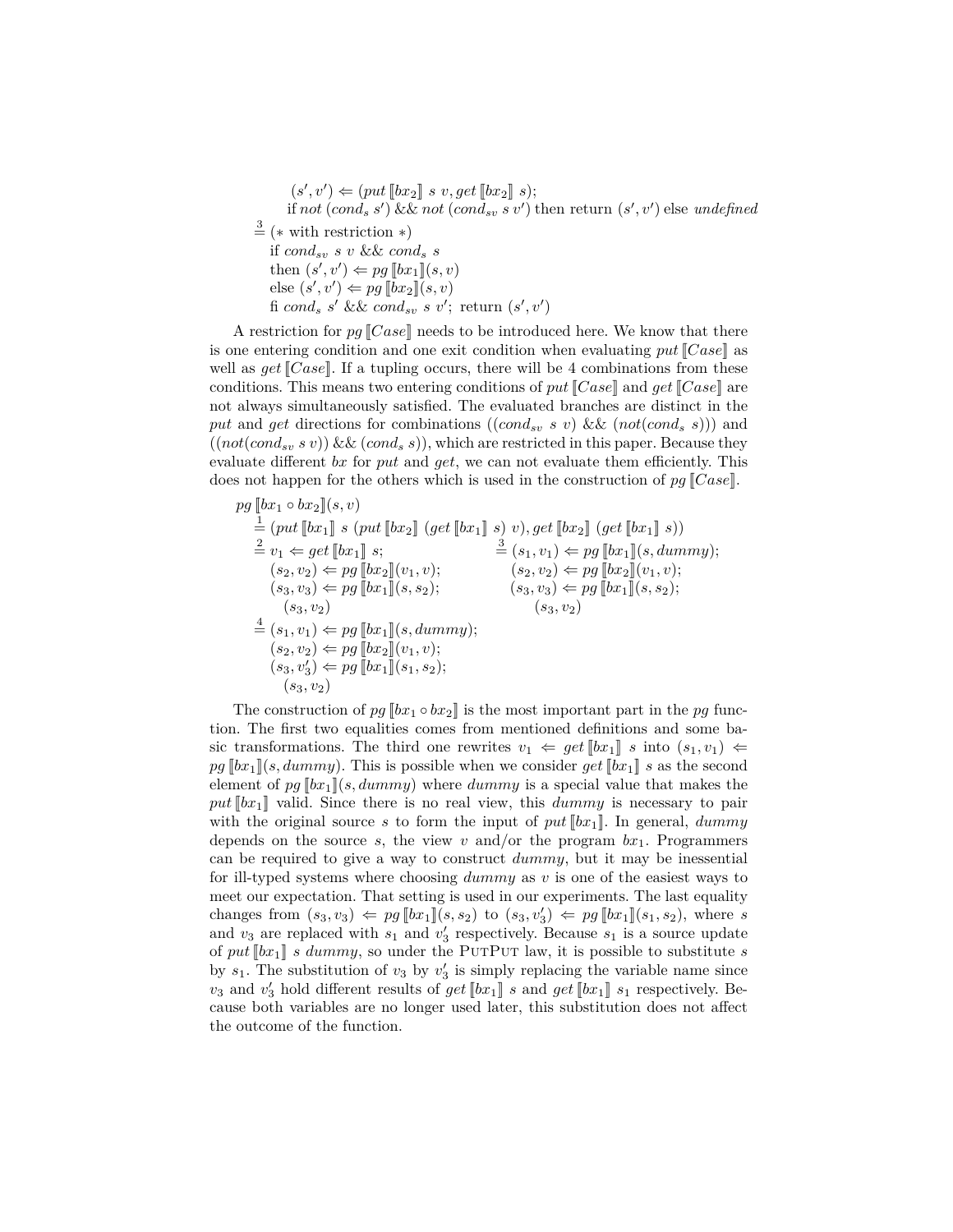$$
\begin{array}{l}
\quad (s', v') \Leftarrow (put\,[\![bx_2]\!]\ s\ v, get\,[\![bx_2]\!]\ s);\\
\quad \text{if } not\ (cond_s\ s')\ \&\&\ not\ (cond_{sv}\ s\ v')\ \text{then return } (s', v')\ \text{else } undefined\\
\overset{3}{=} (*\ \text{with restriction}\ *)\\
\quad \text{if } cond_{sv}\ s\ v\ \&\&\ cond_s\ s\\
\quad \text{then } (s', v') \Leftarrow pg\,[\![bx_1]\!](s, v)\\
\quad \text{else } (s', v') \Leftarrow pg\,[\![bx_2]\!](s, v)\\
\quad \text{fi } cond_s\ s'\ \&\&\ cond_{sv}\ s\ v';\ \text{return } (s', v')
\end{array}
$$

A restriction for $pg\,[\![Case]\!]$ needs to be introduced here. We know that there is one entering condition and one exit condition when evaluating $put\,[\![Case]\!]$ as well as $get\,[\![Case]\!]$. If a tupling occurs, there will be 4 combinations from these conditions. This means two entering conditions of $put\,[\![Case]\!]$ and $get\,[\![Case]\!]$ are not always simultaneously satisfied. The evaluated branches are distinct in the *put* and *get* directions for combinations $((cond_{sv}\ s\ v)\ \&\&\ (not(cond_s\ s)))$ and $((not(cond_{sv}\ s\ v))\ \&\&\ (cond_s\ s))$, which are restricted in this paper. Because they evaluate different *bx* for *put* and *get*, we can not evaluate them efficiently. This does not happen for the others which is used in the construction of $pg\,[\![Case]\!]$.

$$
\begin{array}{ll}
pg\,[\![bx_1 \circ bx_2]\!](s, v) & \\
\quad \overset{1}{=} (put\,[\![bx_1]\!]\ s\ (put\,[\![bx_2]\!]\ (get\,[\![bx_1]\!]\ s)\ v), get\,[\![bx_2]\!]\ (get\,[\![bx_1]\!]\ s)) & \\
\quad \overset{2}{=} v_1 \Leftarrow get\,[\![bx_1]\!]\ s; & \overset{3}{=} (s_1, v_1) \Leftarrow pg\,[\![bx_1]\!](s, dummy);\\
\qquad (s_2, v_2) \Leftarrow pg\,[\![bx_2]\!](v_1, v); & \qquad (s_2, v_2) \Leftarrow pg\,[\![bx_2]\!](v_1, v);\\
\qquad (s_3, v_3) \Leftarrow pg\,[\![bx_1]\!](s, s_2); & \qquad (s_3, v_3) \Leftarrow pg\,[\![bx_1]\!](s, s_2);\\
\qquad\quad (s_3, v_2) & \qquad\quad (s_3, v_2)\\
\quad \overset{4}{=} (s_1, v_1) \Leftarrow pg\,[\![bx_1]\!](s, dummy); & \\
\qquad (s_2, v_2) \Leftarrow pg\,[\![bx_2]\!](v_1, v); & \\
\qquad (s_3, v_3') \Leftarrow pg\,[\![bx_1]\!](s_1, s_2); & \\
\qquad\quad (s_3, v_2) &
\end{array}
$$

The construction of $pg\,[\![bx_1 \circ bx_2]\!]$ is the most important part in the *pg* function. The first two equalities comes from mentioned definitions and some basic transformations. The third one rewrites $v_1 \Leftarrow get\,[\![bx_1]\!]\ s$ into $(s_1, v_1) \Leftarrow pg\,[\![bx_1]\!](s, dummy)$. This is possible when we consider $get\,[\![bx_1]\!]\ s$ as the second element of $pg\,[\![bx_1]\!](s, dummy)$ where *dummy* is a special value that makes the $put\,[\![bx_1]\!]$ valid. Since there is no real view, this *dummy* is necessary to pair with the original source *s* to form the input of $put\,[\![bx_1]\!]$. In general, *dummy* depends on the source *s*, the view *v* and/or the program $bx_1$. Programmers can be required to give a way to construct *dummy*, but it may be inessential for ill-typed systems where choosing *dummy* as *v* is one of the easiest ways to meet our expectation. That setting is used in our experiments. The last equality changes from $(s_3, v_3) \Leftarrow pg\,[\![bx_1]\!](s, s_2)$ to $(s_3, v_3') \Leftarrow pg\,[\![bx_1]\!](s_1, s_2)$, where *s* and $v_3$ are replaced with $s_1$ and $v_3'$ respectively. Because $s_1$ is a source update of $put\,[\![bx_1]\!]\ s\ dummy$, so under the PutPut law, it is possible to substitute *s* by $s_1$. The substitution of $v_3$ by $v_3'$ is simply replacing the variable name since $v_3$ and $v_3'$ hold different results of $get\,[\![bx_1]\!]\ s$ and $get\,[\![bx_1]\!]\ s_1$ respectively. Because both variables are no longer used later, this substitution does not affect the outcome of the function.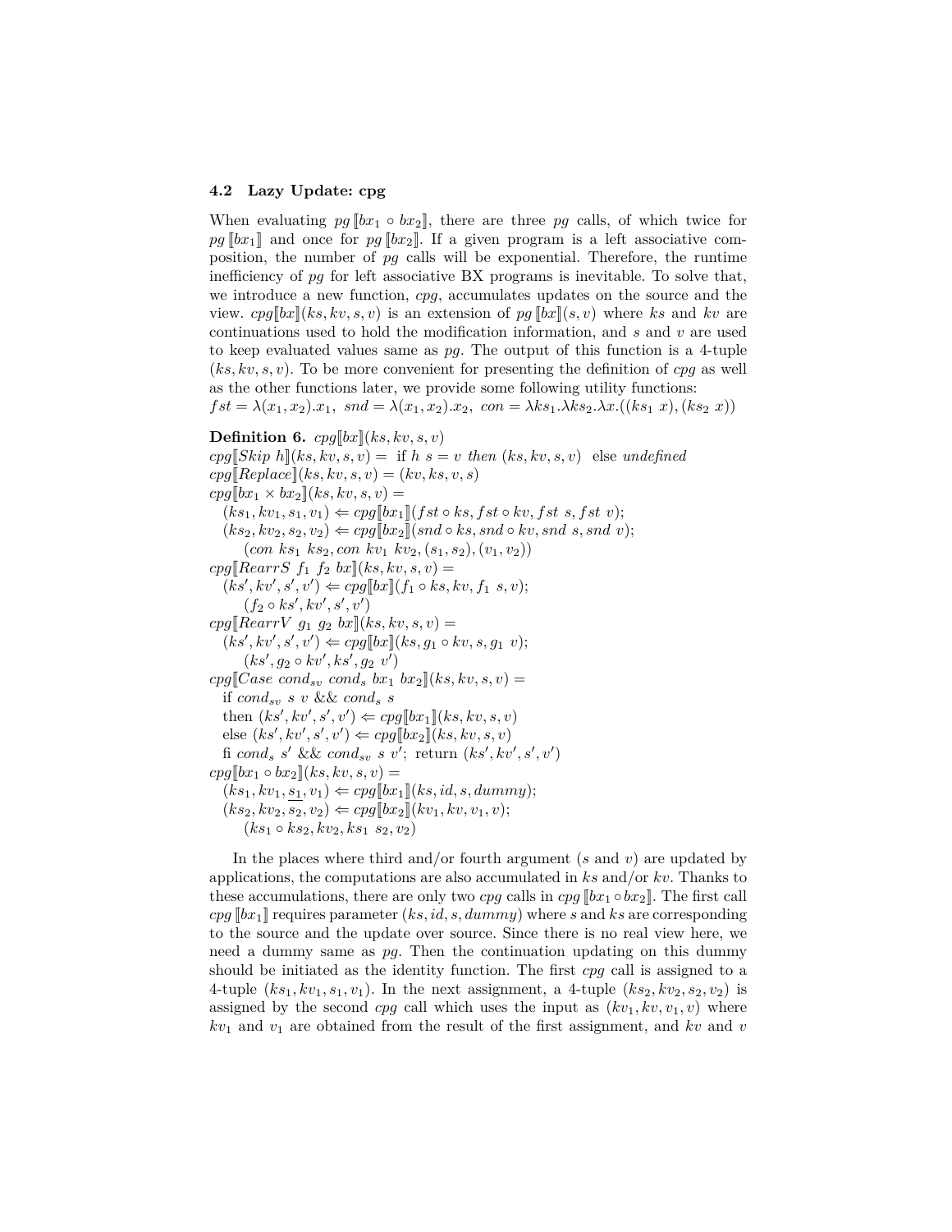### 4.2 Lazy Update: cpg

When evaluating $pg\,[\![bx_1 \circ bx_2]\!]$, there are three $pg$ calls, of which twice for $pg\,[\![bx_1]\!]$ and once for $pg\,[\![bx_2]\!]$. If a given program is a left associative composition, the number of $pg$ calls will be exponential. Therefore, the runtime inefficiency of $pg$ for left associative BX programs is inevitable. To solve that, we introduce a new function, $cpg$, accumulates updates on the source and the view. $cpg[\![bx]\!](ks, kv, s, v)$ is an extension of $pg\,[\![bx]\!](s, v)$ where $ks$ and $kv$ are continuations used to hold the modification information, and $s$ and $v$ are used to keep evaluated values same as $pg$. The output of this function is a 4-tuple $(ks, kv, s, v)$. To be more convenient for presenting the definition of $cpg$ as well as the other functions later, we provide some following utility functions:
$fst = \lambda(x_1, x_2).x_1,\ snd = \lambda(x_1, x_2).x_2,\ con = \lambda ks_1.\lambda ks_2.\lambda x.((ks_1\ x), (ks_2\ x))$

**Definition 6.** $cpg[\![bx]\!](ks, kv, s, v)$
$cpg[\![Skip\ h]\!](ks, kv, s, v) =$ if $h\ s = v$ *then* $(ks, kv, s, v)$ else *undefined*
$cpg[\![Replace]\!](ks, kv, s, v) = (kv, ks, v, s)$
$cpg[\![bx_1 \times bx_2]\!](ks, kv, s, v) =$
  $(ks_1, kv_1, s_1, v_1) \Leftarrow cpg[\![bx_1]\!](fst \circ ks, fst \circ kv, fst\ s, fst\ v);$
  $(ks_2, kv_2, s_2, v_2) \Leftarrow cpg[\![bx_2]\!](snd \circ ks, snd \circ kv, snd\ s, snd\ v);$
    $(con\ ks_1\ ks_2, con\ kv_1\ kv_2, (s_1, s_2), (v_1, v_2))$
$cpg[\![RearrS\ f_1\ f_2\ bx]\!](ks, kv, s, v) =$
  $(ks', kv', s', v') \Leftarrow cpg[\![bx]\!](f_1 \circ ks, kv, f_1\ s, v);$
    $(f_2 \circ ks', kv', s', v')$
$cpg[\![RearrV\ g_1\ g_2\ bx]\!](ks, kv, s, v) =$
  $(ks', kv', s', v') \Leftarrow cpg[\![bx]\!](ks, g_1 \circ kv, s, g_1\ v);$
    $(ks', g_2 \circ kv', ks', g_2\ v')$
$cpg[\![Case\ cond_{sv}\ cond_s\ bx_1\ bx_2]\!](ks, kv, s, v) =$
  if $cond_{sv}\ s\ v$ && $cond_s\ s$
  then $(ks', kv', s', v') \Leftarrow cpg[\![bx_1]\!](ks, kv, s, v)$
  else $(ks', kv', s', v') \Leftarrow cpg[\![bx_2]\!](ks, kv, s, v)$
  fi $cond_s\ s'$ && $cond_{sv}\ s\ v'$; return $(ks', kv', s', v')$
$cpg[\![bx_1 \circ bx_2]\!](ks, kv, s, v) =$
  $(ks_1, kv_1, \underline{s_1}, v_1) \Leftarrow cpg[\![bx_1]\!](ks, id, s, dummy);$
  $(ks_2, kv_2, \underline{s_2}, v_2) \Leftarrow cpg[\![bx_2]\!](kv_1, kv, v_1, v);$
    $(ks_1 \circ ks_2, kv_2, ks_1\ s_2, v_2)$

In the places where third and/or fourth argument ($s$ and $v$) are updated by applications, the computations are also accumulated in $ks$ and/or $kv$. Thanks to these accumulations, there are only two $cpg$ calls in $cpg\,[\![bx_1 \circ bx_2]\!]$. The first call $cpg\,[\![bx_1]\!]$ requires parameter $(ks, id, s, dummy)$ where $s$ and $ks$ are corresponding to the source and the update over source. Since there is no real view here, we need a dummy same as $pg$. Then the continuation updating on this dummy should be initiated as the identity function. The first $cpg$ call is assigned to a 4-tuple $(ks_1, kv_1, s_1, v_1)$. In the next assignment, a 4-tuple $(ks_2, kv_2, s_2, v_2)$ is assigned by the second $cpg$ call which uses the input as $(kv_1, kv, v_1, v)$ where $kv_1$ and $v_1$ are obtained from the result of the first assignment, and $kv$ and $v$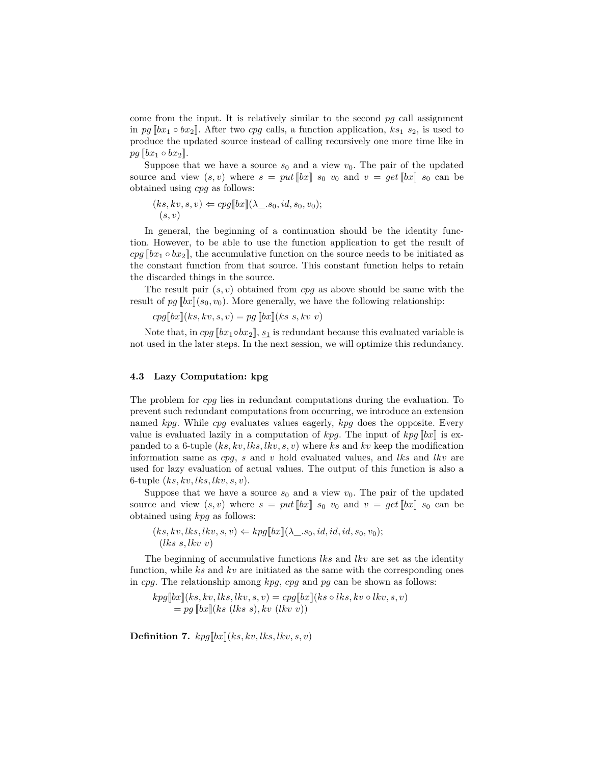come from the input. It is relatively similar to the second *pg* call assignment in $pg\,[\![bx_1 \circ bx_2]\!]$. After two *cpg* calls, a function application, $ks_1\ s_2$, is used to produce the updated source instead of calling recursively one more time like in $pg\,[\![bx_1 \circ bx_2]\!]$.

Suppose that we have a source $s_0$ and a view $v_0$. The pair of the updated source and view $(s, v)$ where $s = put\,[\![bx]\!]\ s_0\ v_0$ and $v = get\,[\![bx]\!]\ s_0$ can be obtained using *cpg* as follows:

$$
\begin{array}{l}
(ks, kv, s, v) \Leftarrow cpg[\![bx]\!](\lambda\_.s_0, id, s_0, v_0);\\
\quad (s, v)
\end{array}
$$

In general, the beginning of a continuation should be the identity function. However, to be able to use the function application to get the result of $cpg\,[\![bx_1 \circ bx_2]\!]$, the accumulative function on the source needs to be initiated as the constant function from that source. This constant function helps to retain the discarded things in the source.

The result pair $(s, v)$ obtained from *cpg* as above should be same with the result of $pg\,[\![bx]\!](s_0, v_0)$. More generally, we have the following relationship:

$$
cpg[\![bx]\!](ks, kv, s, v) = pg\,[\![bx]\!](ks\ s, kv\ v)
$$

Note that, in $cpg\,[\![bx_1 \circ bx_2]\!]$, $\underline{s_1}$ is redundant because this evaluated variable is not used in the later steps. In the next session, we will optimize this redundancy.

### 4.3 Lazy Computation: kpg

The problem for *cpg* lies in redundant computations during the evaluation. To prevent such redundant computations from occurring, we introduce an extension named *kpg*. While *cpg* evaluates values eagerly, *kpg* does the opposite. Every value is evaluated lazily in a computation of *kpg*. The input of $kpg\,[\![bx]\!]$ is expanded to a 6-tuple $(ks, kv, lks, lkv, s, v)$ where *ks* and *kv* keep the modification information same as *cpg*, *s* and *v* hold evaluated values, and *lks* and *lkv* are used for lazy evaluation of actual values. The output of this function is also a 6-tuple $(ks, kv, lks, lkv, s, v)$.

Suppose that we have a source $s_0$ and a view $v_0$. The pair of the updated source and view $(s, v)$ where $s = put\,[\![bx]\!]\ s_0\ v_0$ and $v = get\,[\![bx]\!]\ s_0$ can be obtained using *kpg* as follows:

$$
\begin{array}{l}
(ks, kv, lks, lkv, s, v) \Leftarrow kpg[\![bx]\!](\lambda\_.s_0, id, id, id, s_0, v_0);\\
\quad (lks\ s, lkv\ v)
\end{array}
$$

The beginning of accumulative functions *lks* and *lkv* are set as the identity function, while *ks* and *kv* are initiated as the same with the corresponding ones in *cpg*. The relationship among *kpg*, *cpg* and *pg* can be shown as follows:

$$
\begin{array}{l}
kpg[\![bx]\!](ks, kv, lks, lkv, s, v) = cpg[\![bx]\!](ks \circ lks, kv \circ lkv, s, v)\\
\qquad = pg\,[\![bx]\!](ks\ (lks\ s), kv\ (lkv\ v))
\end{array}
$$

**Definition 7.** $kpg[\![bx]\!](ks, kv, lks, lkv, s, v)$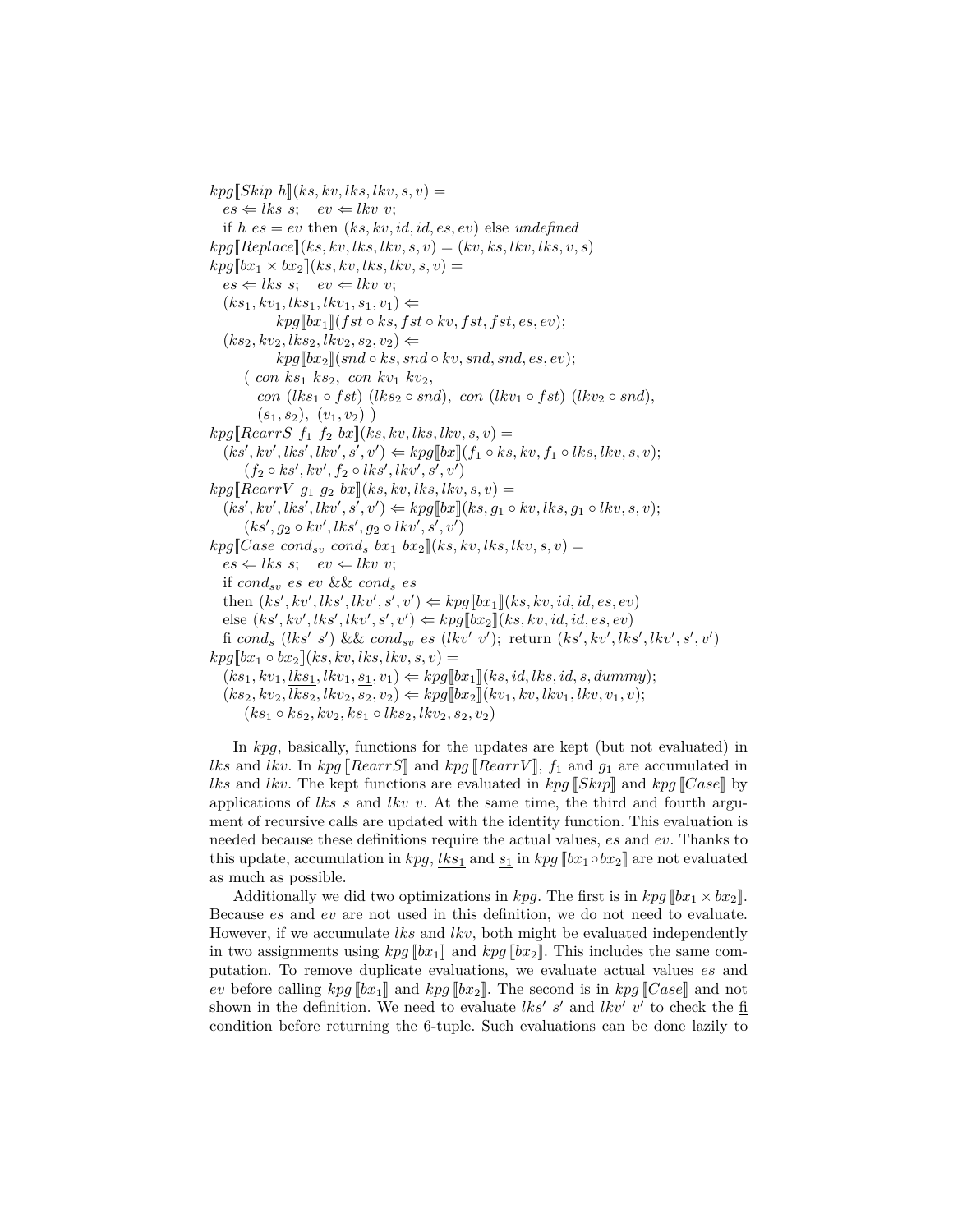$$
\begin{array}{l}
kpg[\![Skip\ h]\!](ks, kv, lks, lkv, s, v) = \\
\quad es \Leftarrow lks\ s; \quad ev \Leftarrow lkv\ v; \\
\quad \text{if } h\ es = ev \text{ then } (ks, kv, id, id, es, ev) \text{ else } \mathit{undefined} \\
kpg[\![Replace]\!](ks, kv, lks, lkv, s, v) = (kv, ks, lkv, lks, v, s) \\
kpg[\![bx_1 \times bx_2]\!](ks, kv, lks, lkv, s, v) = \\
\quad es \Leftarrow lks\ s; \quad ev \Leftarrow lkv\ v; \\
\quad (ks_1, kv_1, lks_1, lkv_1, s_1, v_1) \Leftarrow \\
\qquad\qquad kpg[\![bx_1]\!](fst \circ ks, fst \circ kv, fst, fst, es, ev); \\
\quad (ks_2, kv_2, lks_2, lkv_2, s_2, v_2) \Leftarrow \\
\qquad\qquad kpg[\![bx_2]\!](snd \circ ks, snd \circ kv, snd, snd, es, ev); \\
\qquad (\ con\ ks_1\ ks_2,\ con\ kv_1\ kv_2, \\
\qquad\quad con\ (lks_1 \circ fst)\ (lks_2 \circ snd),\ con\ (lkv_1 \circ fst)\ (lkv_2 \circ snd), \\
\qquad\quad (s_1, s_2),\ (v_1, v_2)\ ) \\
kpg[\![RearrS\ f_1\ f_2\ bx]\!](ks, kv, lks, lkv, s, v) = \\
\quad (ks', kv', lks', lkv', s', v') \Leftarrow kpg[\![bx]\!](f_1 \circ ks, kv, f_1 \circ lks, lkv, s, v); \\
\qquad (f_2 \circ ks', kv', f_2 \circ lks', lkv', s', v') \\
kpg[\![RearrV\ g_1\ g_2\ bx]\!](ks, kv, lks, lkv, s, v) = \\
\quad (ks', kv', lks', lkv', s', v') \Leftarrow kpg[\![bx]\!](ks, g_1 \circ kv, lks, g_1 \circ lkv, s, v); \\
\qquad (ks', g_2 \circ kv', lks', g_2 \circ lkv', s', v') \\
kpg[\![Case\ cond_{sv}\ cond_s\ bx_1\ bx_2]\!](ks, kv, lks, lkv, s, v) = \\
\quad es \Leftarrow lks\ s; \quad ev \Leftarrow lkv\ v; \\
\quad \text{if } cond_{sv}\ es\ ev\ \&\&\ cond_s\ es \\
\quad \text{then } (ks', kv', lks', lkv', s', v') \Leftarrow kpg[\![bx_1]\!](ks, kv, id, id, es, ev) \\
\quad \text{else } (ks', kv', lks', lkv', s', v') \Leftarrow kpg[\![bx_2]\!](ks, kv, id, id, es, ev) \\
\quad \underline{\text{fi}}\ cond_s\ (lks'\ s')\ \&\&\ cond_{sv}\ es\ (lkv'\ v');\ \text{return } (ks', kv', lks', lkv', s', v') \\
kpg[\![bx_1 \circ bx_2]\!](ks, kv, lks, lkv, s, v) = \\
\quad (ks_1, kv_1, \underline{lks_1}, lkv_1, \underline{s_1}, v_1) \Leftarrow kpg[\![bx_1]\!](ks, id, lks, id, s, dummy); \\
\quad (ks_2, kv_2, \overline{lks_2}, lkv_2, \overline{s_2}, v_2) \Leftarrow kpg[\![bx_2]\!](kv_1, kv, lkv_1, lkv, v_1, v); \\
\qquad (ks_1 \circ ks_2, kv_2, ks_1 \circ lks_2, lkv_2, s_2, v_2)
\end{array}
$$

In *kpg*, basically, functions for the updates are kept (but not evaluated) in $lks$ and $lkv$. In $kpg\,[\![RearrS]\!]$ and $kpg\,[\![RearrV]\!]$, $f_1$ and $g_1$ are accumulated in $lks$ and $lkv$. The kept functions are evaluated in $kpg\,[\![Skip]\!]$ and $kpg\,[\![Case]\!]$ by applications of $lks\ s$ and $lkv\ v$. At the same time, the third and fourth argument of recursive calls are updated with the identity function. This evaluation is needed because these definitions require the actual values, $es$ and $ev$. Thanks to this update, accumulation in *kpg*, $\underline{lks_1}$ and $\underline{s_1}$ in $kpg\,[\![bx_1 \circ bx_2]\!]$ are not evaluated as much as possible.

Additionally we did two optimizations in *kpg*. The first is in $kpg\,[\![bx_1 \times bx_2]\!]$. Because $es$ and $ev$ are not used in this definition, we do not need to evaluate. However, if we accumulate $lks$ and $lkv$, both might be evaluated independently in two assignments using $kpg\,[\![bx_1]\!]$ and $kpg\,[\![bx_2]\!]$. This includes the same computation. To remove duplicate evaluations, we evaluate actual values $es$ and $ev$ before calling $kpg\,[\![bx_1]\!]$ and $kpg\,[\![bx_2]\!]$. The second is in $kpg\,[\![Case]\!]$ and not shown in the definition. We need to evaluate $lks'\ s'$ and $lkv'\ v'$ to check the $\underline{\text{fi}}$ condition before returning the 6-tuple. Such evaluations can be done lazily to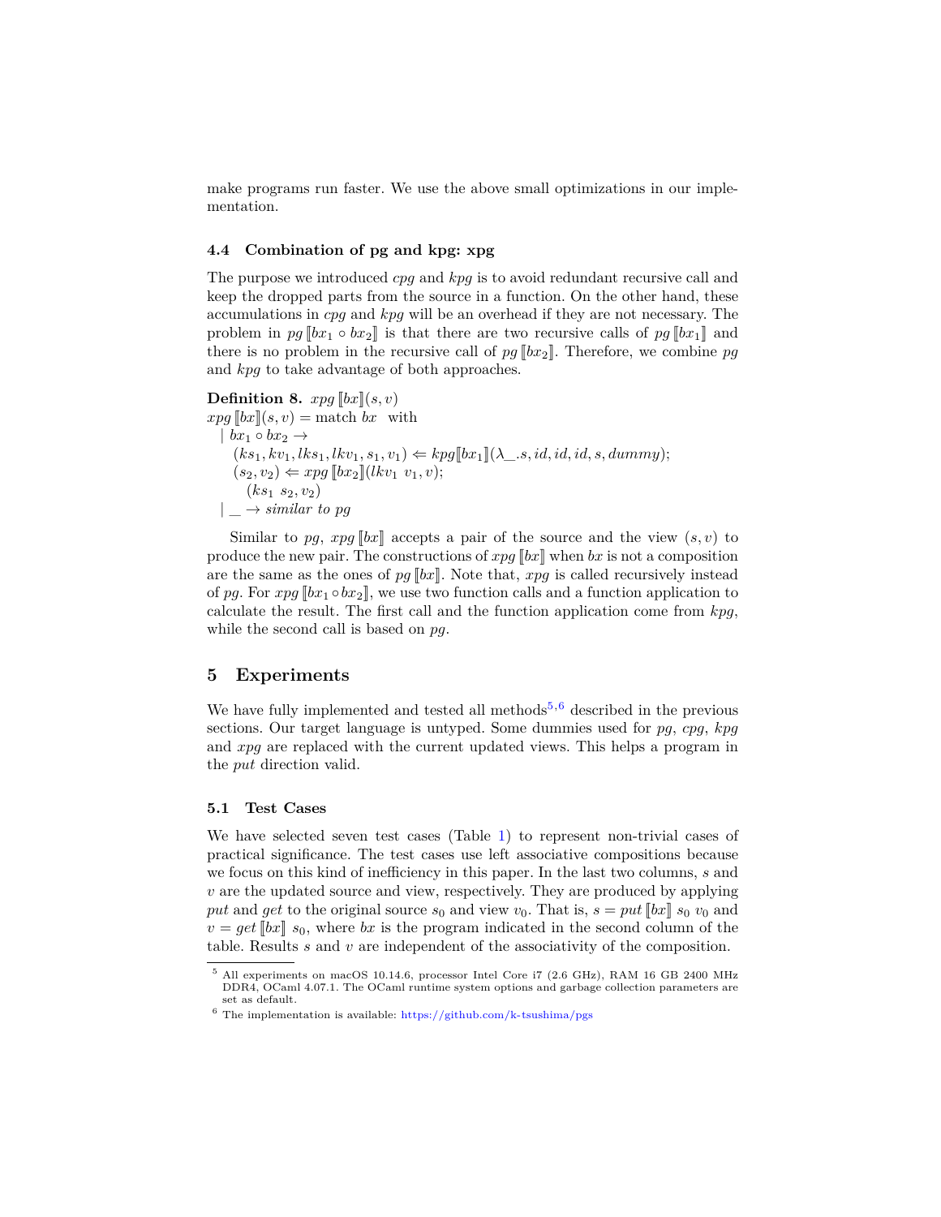make programs run faster. We use the above small optimizations in our implementation.

### 4.4 Combination of pg and kpg: xpg

The purpose we introduced *cpg* and *kpg* is to avoid redundant recursive call and keep the dropped parts from the source in a function. On the other hand, these accumulations in *cpg* and *kpg* will be an overhead if they are not necessary. The problem in $pg\,[\![bx_1 \circ bx_2]\!]$ is that there are two recursive calls of $pg\,[\![bx_1]\!]$ and there is no problem in the recursive call of $pg\,[\![bx_2]\!]$. Therefore, we combine *pg* and *kpg* to take advantage of both approaches.

**Definition 8.** $xpg\,[\![bx]\!](s, v)$

$xpg\,[\![bx]\!](s, v) = \text{match } bx \text{ with}$
$\quad |\ bx_1 \circ bx_2 \rightarrow$
$\qquad (ks_1, kv_1, lks_1, lkv_1, s_1, v_1) \Leftarrow kpg[\![bx_1]\!](\lambda\_.s, id, id, id, s, dummy);$
$\qquad (s_2, v_2) \Leftarrow xpg\,[\![bx_2]\!](lkv_1\ v_1, v);$
$\qquad\quad (ks_1\ s_2, v_2)$
$\quad |\ \_ \rightarrow \textit{similar to pg}$

Similar to *pg*, $xpg\,[\![bx]\!]$ accepts a pair of the source and the view $(s, v)$ to produce the new pair. The constructions of $xpg\,[\![bx]\!]$ when $bx$ is not a composition are the same as the ones of $pg\,[\![bx]\!]$. Note that, *xpg* is called recursively instead of *pg*. For $xpg\,[\![bx_1 \circ bx_2]\!]$, we use two function calls and a function application to calculate the result. The first call and the function application come from *kpg*, while the second call is based on *pg*.

## 5 Experiments

We have fully implemented and tested all methods[5,6] described in the previous sections. Our target language is untyped. Some dummies used for *pg*, *cpg*, *kpg* and *xpg* are replaced with the current updated views. This helps a program in the *put* direction valid.

### 5.1 Test Cases

We have selected seven test cases (Table 1) to represent non-trivial cases of practical significance. The test cases use left associative compositions because we focus on this kind of inefficiency in this paper. In the last two columns, $s$ and $v$ are the updated source and view, respectively. They are produced by applying *put* and *get* to the original source $s_0$ and view $v_0$. That is, $s = put\,[\![bx]\!]\ s_0\ v_0$ and $v = get\,[\![bx]\!]\ s_0$, where $bx$ is the program indicated in the second column of the table. Results $s$ and $v$ are independent of the associativity of the composition.

[5] All experiments on macOS 10.14.6, processor Intel Core i7 (2.6 GHz), RAM 16 GB 2400 MHz DDR4, OCaml 4.07.1. The OCaml runtime system options and garbage collection parameters are set as default.

[6] The implementation is available: https://github.com/k-tsushima/pgs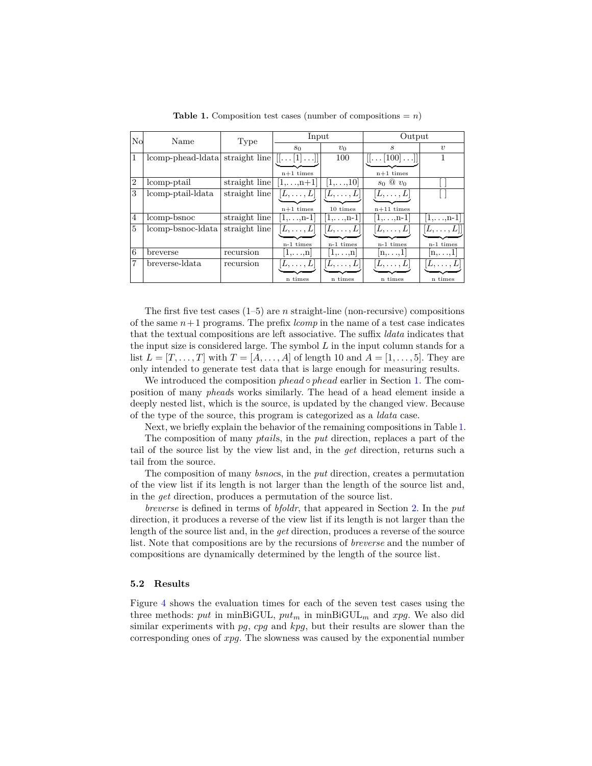**Table 1.** Composition test cases (number of compositions = $n$)

| No | Name | Type | Input | | Output | |
|---|---|---|---|---|---|---|
| | | | $s_0$ | $v_0$ | $s$ | $v$ |
| 1 | lcomp-phead-ldata | straight line | $\underbrace{[[\ldots[1]\ldots]]}_{\text{n+1 times}}$ | 100 | $\underbrace{[[\ldots[100]\ldots]]}_{\text{n+1 times}}$ | 1 |
| 2 | lcomp-ptail | straight line | [1,...,n+1] | [1,...,10] | $s_0$ @ $v_0$ | [ ] |
| 3 | lcomp-ptail-ldata | straight line | $\underbrace{[L,\ldots,L]}_{\text{n+1 times}}$ | $\underbrace{[L,\ldots,L]}_{\text{10 times}}$ | $\underbrace{[L,\ldots,L]}_{\text{n+11 times}}$ | [ ] |
| 4 | lcomp-bsnoc | straight line | [1,...,n-1] | [1,...,n-1] | [1,...,n-1] | [1,...,n-1] |
| 5 | lcomp-bsnoc-ldata | straight line | $\underbrace{[L,\ldots,L]}_{\text{n-1 times}}$ | $\underbrace{[L,\ldots,L]}_{\text{n-1 times}}$ | $\underbrace{[L,\ldots,L]}_{\text{n-1 times}}$ | $\underbrace{[L,\ldots,L]}_{\text{n-1 times}}$ |
| 6 | breverse | recursion | [1,...,n] | [1,...,n] | [n,...,1] | [n,...,1] |
| 7 | breverse-ldata | recursion | $\underbrace{[L,\ldots,L]}_{\text{n times}}$ | $\underbrace{[L,\ldots,L]}_{\text{n times}}$ | $\underbrace{[L,\ldots,L]}_{\text{n times}}$ | $\underbrace{[L,\ldots,L]}_{\text{n times}}$ |

The first five test cases (1–5) are $n$ straight-line (non-recursive) compositions of the same $n+1$ programs. The prefix *lcomp* in the name of a test case indicates that the textual compositions are left associative. The suffix *ldata* indicates that the input size is considered large. The symbol $L$ in the input column stands for a list $L = [T, \ldots, T]$ with $T = [A, \ldots, A]$ of length 10 and $A = [1, \ldots, 5]$. They are only intended to generate test data that is large enough for measuring results.

We introduced the composition $phead \circ phead$ earlier in Section 1. The composition of many *phead*s works similarly. The head of a head element inside a deeply nested list, which is the source, is updated by the changed view. Because of the type of the source, this program is categorized as a *ldata* case.

Next, we briefly explain the behavior of the remaining compositions in Table 1.

The composition of many *ptail*s, in the *put* direction, replaces a part of the tail of the source list by the view list and, in the *get* direction, returns such a tail from the source.

The composition of many *bsnoc*s, in the *put* direction, creates a permutation of the view list if its length is not larger than the length of the source list and, in the *get* direction, produces a permutation of the source list.

*breverse* is defined in terms of *bfoldr*, that appeared in Section 2. In the *put* direction, it produces a reverse of the view list if its length is not larger than the length of the source list and, in the *get* direction, produces a reverse of the source list. Note that compositions are by the recursions of *breverse* and the number of compositions are dynamically determined by the length of the source list.

### 5.2 Results

Figure 4 shows the evaluation times for each of the seven test cases using the three methods: *put* in minBiGUL, $put_m$ in minBiGUL$_m$ and *xpg*. We also did similar experiments with *pg*, *cpg* and *kpg*, but their results are slower than the corresponding ones of *xpg*. The slowness was caused by the exponential number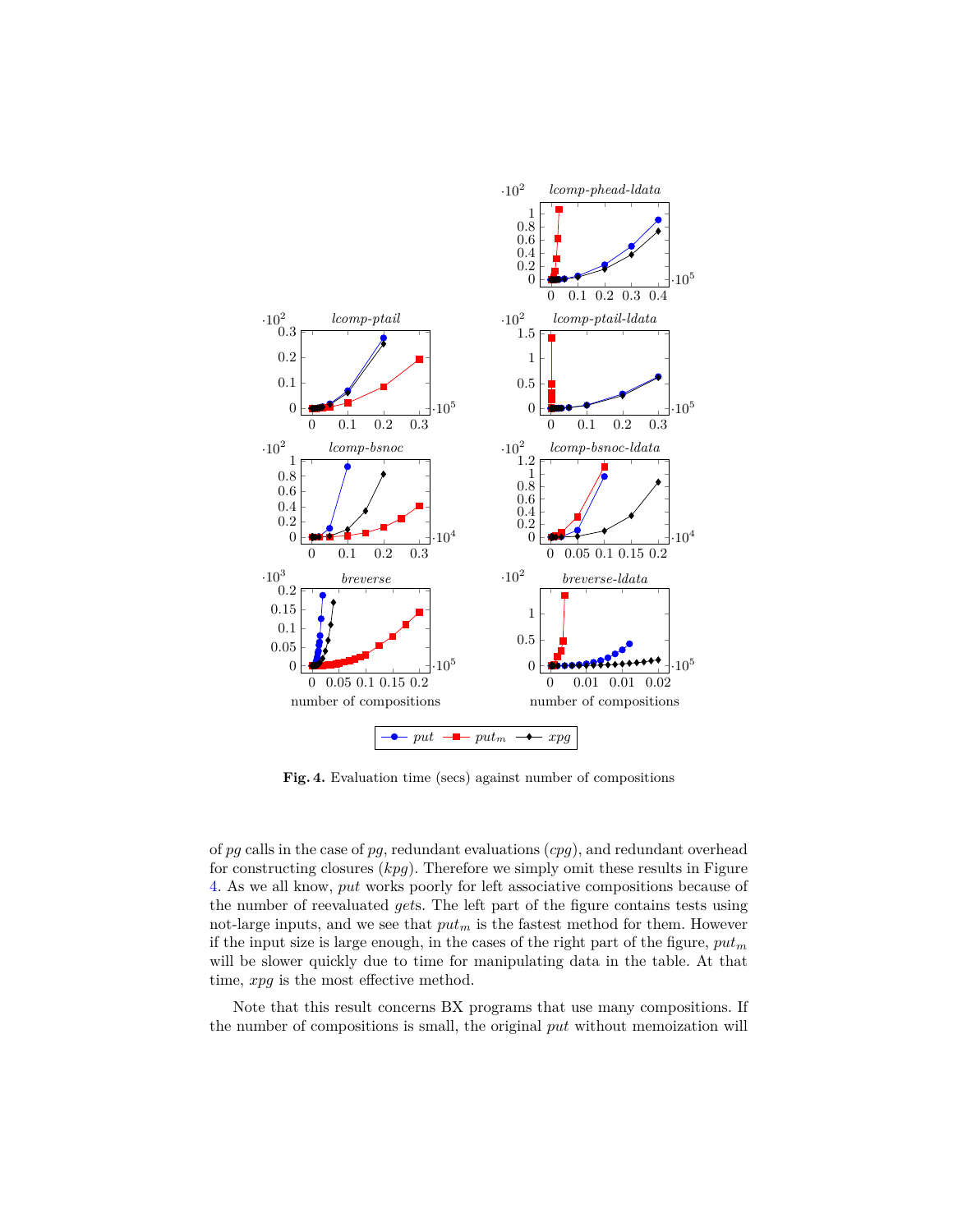**Fig. 4.** Evaluation time (secs) against number of compositions

of $pg$ calls in the case of $pg$, redundant evaluations ($cpg$), and redundant overhead for constructing closures ($kpg$). Therefore we simply omit these results in Figure 4. As we all know, $put$ works poorly for left associative compositions because of the number of reevaluated $get$s. The left part of the figure contains tests using not-large inputs, and we see that $put_m$ is the fastest method for them. However if the input size is large enough, in the cases of the right part of the figure, $put_m$ will be slower quickly due to time for manipulating data in the table. At that time, $xpg$ is the most effective method.

Note that this result concerns BX programs that use many compositions. If the number of compositions is small, the original $put$ without memoization will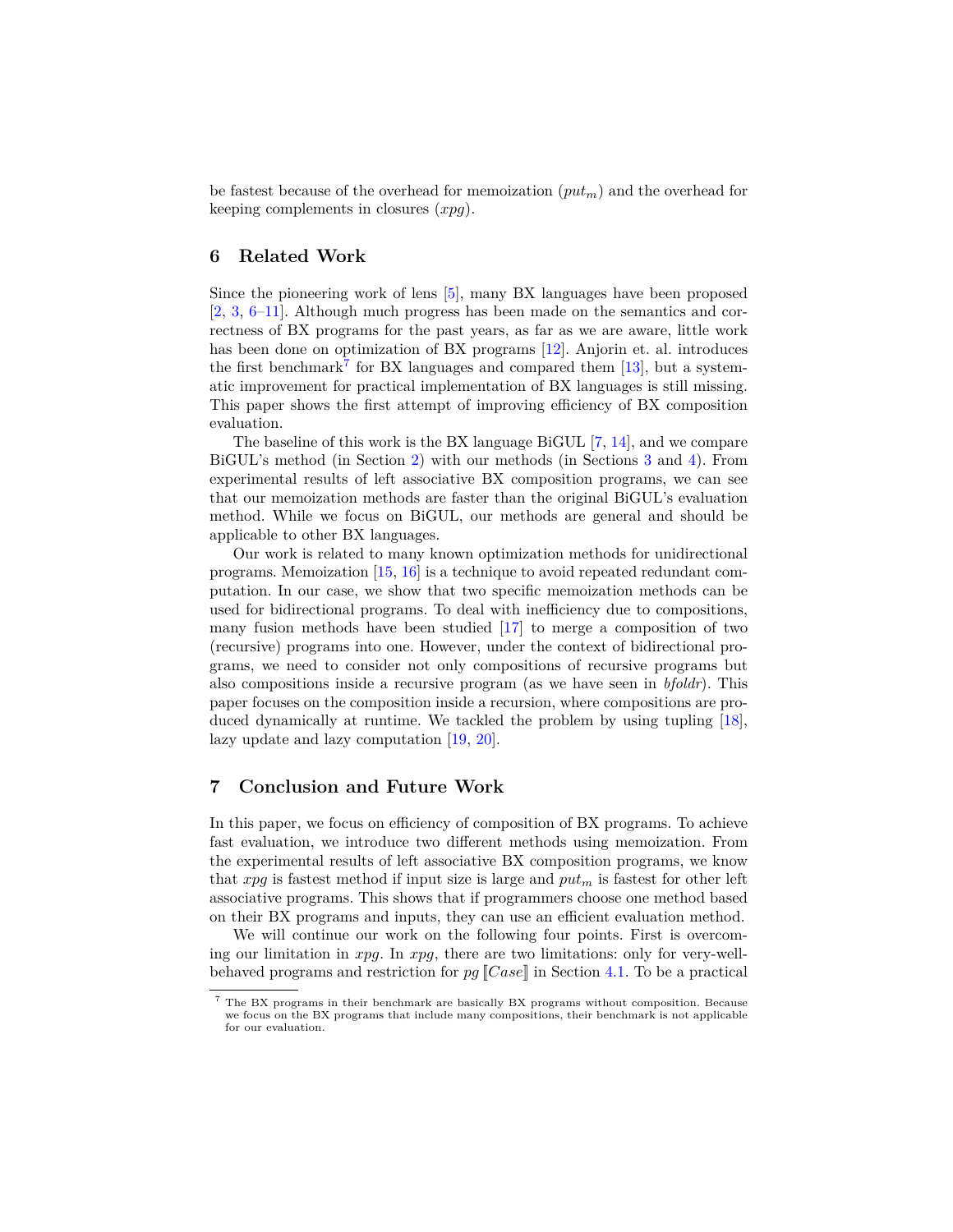be fastest because of the overhead for memoization ($put_m$) and the overhead for keeping complements in closures (*xpg*).

## 6 Related Work

Since the pioneering work of lens [5], many BX languages have been proposed [2, 3, 6–11]. Although much progress has been made on the semantics and correctness of BX programs for the past years, as far as we are aware, little work has been done on optimization of BX programs [12]. Anjorin et. al. introduces the first benchmark[7] for BX languages and compared them [13], but a systematic improvement for practical implementation of BX languages is still missing. This paper shows the first attempt of improving efficiency of BX composition evaluation.

The baseline of this work is the BX language BiGUL [7, 14], and we compare BiGUL's method (in Section 2) with our methods (in Sections 3 and 4). From experimental results of left associative BX composition programs, we can see that our memoization methods are faster than the original BiGUL's evaluation method. While we focus on BiGUL, our methods are general and should be applicable to other BX languages.

Our work is related to many known optimization methods for unidirectional programs. Memoization [15, 16] is a technique to avoid repeated redundant computation. In our case, we show that two specific memoization methods can be used for bidirectional programs. To deal with inefficiency due to compositions, many fusion methods have been studied [17] to merge a composition of two (recursive) programs into one. However, under the context of bidirectional programs, we need to consider not only compositions of recursive programs but also compositions inside a recursive program (as we have seen in *bfoldr*). This paper focuses on the composition inside a recursion, where compositions are produced dynamically at runtime. We tackled the problem by using tupling [18], lazy update and lazy computation [19, 20].

## 7 Conclusion and Future Work

In this paper, we focus on efficiency of composition of BX programs. To achieve fast evaluation, we introduce two different methods using memoization. From the experimental results of left associative BX composition programs, we know that *xpg* is fastest method if input size is large and $put_m$ is fastest for other left associative programs. This shows that if programmers choose one method based on their BX programs and inputs, they can use an efficient evaluation method.

We will continue our work on the following four points. First is overcoming our limitation in *xpg*. In *xpg*, there are two limitations: only for very-well-behaved programs and restriction for $pg\,[\![Case]\!]$ in Section 4.1. To be a practical

[7] The BX programs in their benchmark are basically BX programs without composition. Because we focus on the BX programs that include many compositions, their benchmark is not applicable for our evaluation.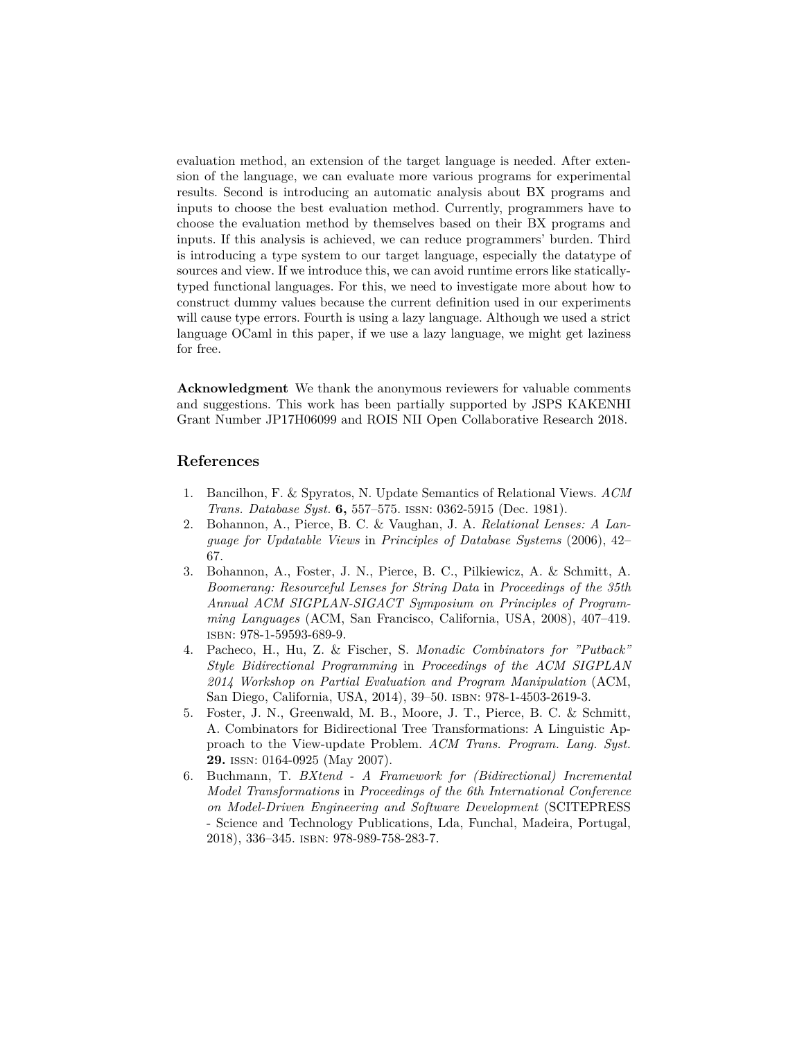evaluation method, an extension of the target language is needed. After extension of the language, we can evaluate more various programs for experimental results. Second is introducing an automatic analysis about BX programs and inputs to choose the best evaluation method. Currently, programmers have to choose the evaluation method by themselves based on their BX programs and inputs. If this analysis is achieved, we can reduce programmers' burden. Third is introducing a type system to our target language, especially the datatype of sources and view. If we introduce this, we can avoid runtime errors like statically-typed functional languages. For this, we need to investigate more about how to construct dummy values because the current definition used in our experiments will cause type errors. Fourth is using a lazy language. Although we used a strict language OCaml in this paper, if we use a lazy language, we might get laziness for free.

**Acknowledgment** We thank the anonymous reviewers for valuable comments and suggestions. This work has been partially supported by JSPS KAKENHI Grant Number JP17H06099 and ROIS NII Open Collaborative Research 2018.

## References

1. Bancilhon, F. & Spyratos, N. Update Semantics of Relational Views. *ACM Trans. Database Syst.* **6,** 557–575. ISSN: 0362-5915 (Dec. 1981).
2. Bohannon, A., Pierce, B. C. & Vaughan, J. A. *Relational Lenses: A Language for Updatable Views* in *Principles of Database Systems* (2006), 42–67.
3. Bohannon, A., Foster, J. N., Pierce, B. C., Pilkiewicz, A. & Schmitt, A. *Boomerang: Resourceful Lenses for String Data* in *Proceedings of the 35th Annual ACM SIGPLAN-SIGACT Symposium on Principles of Programming Languages* (ACM, San Francisco, California, USA, 2008), 407–419. ISBN: 978-1-59593-689-9.
4. Pacheco, H., Hu, Z. & Fischer, S. *Monadic Combinators for "Putback" Style Bidirectional Programming* in *Proceedings of the ACM SIGPLAN 2014 Workshop on Partial Evaluation and Program Manipulation* (ACM, San Diego, California, USA, 2014), 39–50. ISBN: 978-1-4503-2619-3.
5. Foster, J. N., Greenwald, M. B., Moore, J. T., Pierce, B. C. & Schmitt, A. Combinators for Bidirectional Tree Transformations: A Linguistic Approach to the View-update Problem. *ACM Trans. Program. Lang. Syst.* **29.** ISSN: 0164-0925 (May 2007).
6. Buchmann, T. *BXtend - A Framework for (Bidirectional) Incremental Model Transformations* in *Proceedings of the 6th International Conference on Model-Driven Engineering and Software Development* (SCITEPRESS - Science and Technology Publications, Lda, Funchal, Madeira, Portugal, 2018), 336–345. ISBN: 978-989-758-283-7.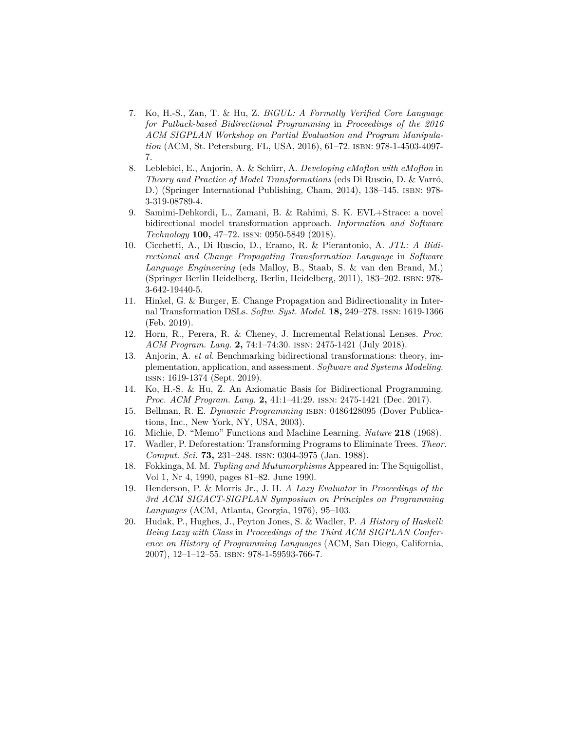7. Ko, H.-S., Zan, T. & Hu, Z. *BiGUL: A Formally Verified Core Language for Putback-based Bidirectional Programming* in *Proceedings of the 2016 ACM SIGPLAN Workshop on Partial Evaluation and Program Manipulation* (ACM, St. Petersburg, FL, USA, 2016), 61–72. ISBN: 978-1-4503-4097-7.
8. Leblebici, E., Anjorin, A. & Schürr, A. *Developing eMoflon with eMoflon* in *Theory and Practice of Model Transformations* (eds Di Ruscio, D. & Varró, D.) (Springer International Publishing, Cham, 2014), 138–145. ISBN: 978-3-319-08789-4.
9. Samimi-Dehkordi, L., Zamani, B. & Rahimi, S. K. EVL+Strace: a novel bidirectional model transformation approach. *Information and Software Technology* **100,** 47–72. ISSN: 0950-5849 (2018).
10. Cicchetti, A., Di Ruscio, D., Eramo, R. & Pierantonio, A. *JTL: A Bidirectional and Change Propagating Transformation Language* in *Software Language Engineering* (eds Malloy, B., Staab, S. & van den Brand, M.) (Springer Berlin Heidelberg, Berlin, Heidelberg, 2011), 183–202. ISBN: 978-3-642-19440-5.
11. Hinkel, G. & Burger, E. Change Propagation and Bidirectionality in Internal Transformation DSLs. *Softw. Syst. Model.* **18,** 249–278. ISSN: 1619-1366 (Feb. 2019).
12. Horn, R., Perera, R. & Cheney, J. Incremental Relational Lenses. *Proc. ACM Program. Lang.* **2,** 74:1–74:30. ISSN: 2475-1421 (July 2018).
13. Anjorin, A. *et al.* Benchmarking bidirectional transformations: theory, implementation, application, and assessment. *Software and Systems Modeling.* ISSN: 1619-1374 (Sept. 2019).
14. Ko, H.-S. & Hu, Z. An Axiomatic Basis for Bidirectional Programming. *Proc. ACM Program. Lang.* **2,** 41:1–41:29. ISSN: 2475-1421 (Dec. 2017).
15. Bellman, R. E. *Dynamic Programming* ISBN: 0486428095 (Dover Publications, Inc., New York, NY, USA, 2003).
16. Michie, D. "Memo" Functions and Machine Learning. *Nature* **218** (1968).
17. Wadler, P. Deforestation: Transforming Programs to Eliminate Trees. *Theor. Comput. Sci.* **73,** 231–248. ISSN: 0304-3975 (Jan. 1988).
18. Fokkinga, M. M. *Tupling and Mutumorphisms* Appeared in: The Squigollist, Vol 1, Nr 4, 1990, pages 81–82. June 1990.
19. Henderson, P. & Morris Jr., J. H. *A Lazy Evaluator* in *Proceedings of the 3rd ACM SIGACT-SIGPLAN Symposium on Principles on Programming Languages* (ACM, Atlanta, Georgia, 1976), 95–103.
20. Hudak, P., Hughes, J., Peyton Jones, S. & Wadler, P. *A History of Haskell: Being Lazy with Class* in *Proceedings of the Third ACM SIGPLAN Conference on History of Programming Languages* (ACM, San Diego, California, 2007), 12–1–12–55. ISBN: 978-1-59593-766-7.